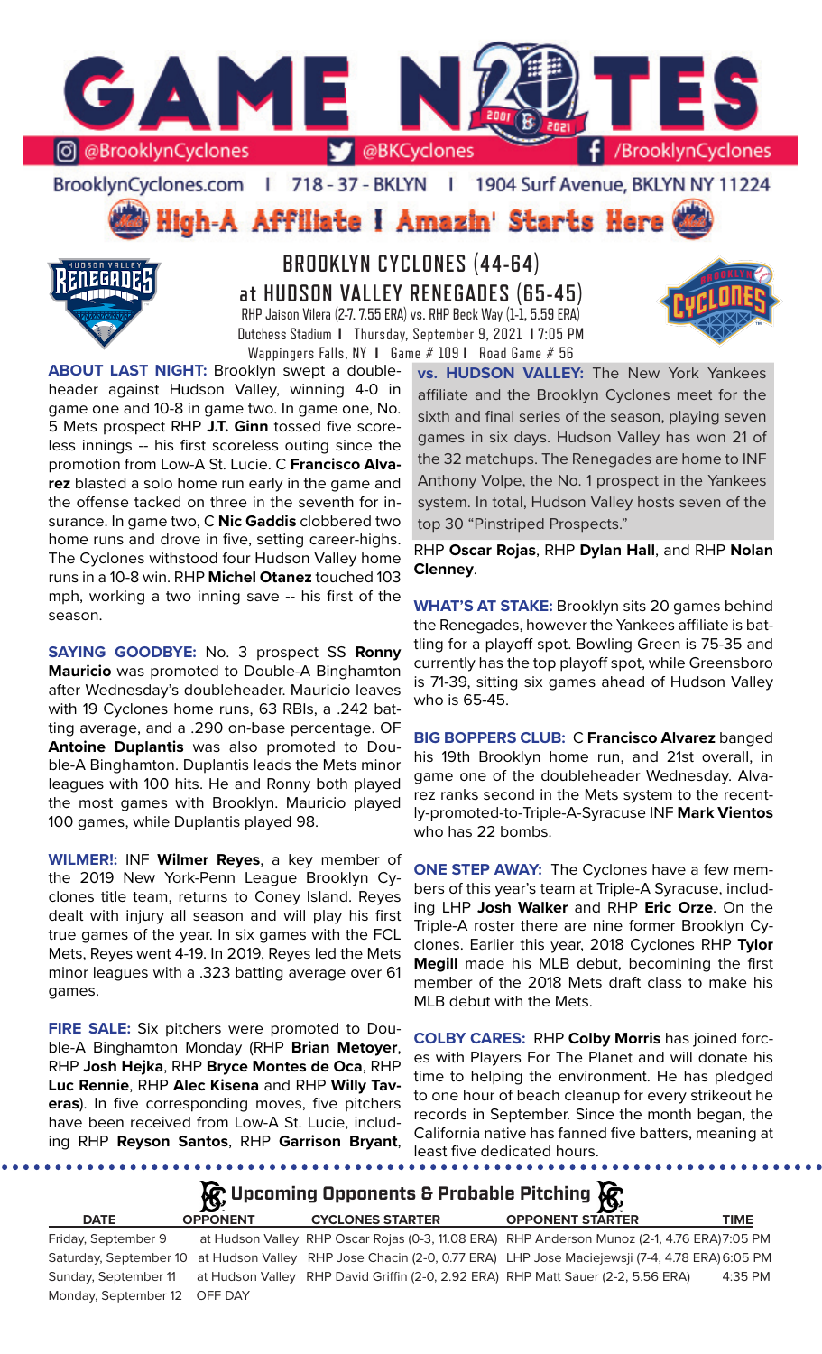# GAME NOTES

@BrooklynCyclones | @BKCyclones | /BrooklynCyclones

BrooklynCyclones.com | 718-37-BKLYN | 1904 Surf Avenue, BKLYN NY 11224

**High-A Affiliate | Amazin' Starts Here**

## BROOKLYN CYCLONES (44-64) at HUDSON VALLEY RENEGADES (65-45)

RHP Jaison Vilera (2-7, 7.55 ERA) vs. RHP Beck Way (1-1, 5.59 ERA)

Dutchess Stadium | Thursday, September 9, 2021 | 7:05 PM

Wappingers Falls, NY | Game # 109 | Road Game # 56

**ABOUT LAST NIGHT:** Brooklyn swept a doubleheader against Hudson Valley, winning 4-0 in game one and 10-8 in game two. In game one, No. 5 Mets prospect RHP **J.T. Ginn** tossed five scoreless innings -- his first scoreless outing since the promotion from Low-A St. Lucie. C **Francisco Alvarez** blasted a solo home run early in the game and the offense tacked on three in the seventh for insurance. In game two, C **Nic Gaddis** clobbered two home runs and drove in five, setting career-highs. The Cyclones withstood four Hudson Valley home runs in a 10-8 win. RHP **Michel Otanez** touched 103 mph, working a two inning save -- his first of the season.

**SAYING GOODBYE:** No. 3 prospect SS **Ronny Mauricio** was promoted to Double-A Binghamton after Wednesday's doubleheader. Mauricio leaves with 19 Cyclones home runs, 63 RBIs, a .242 batting average, and a .290 on-base percentage. OF **Antoine Duplantis** was also promoted to Double-A Binghamton. Duplantis leads the Mets minor leagues with 100 hits. He and Ronny both played the most games with Brooklyn. Mauricio played 100 games, while Duplantis played 98.

**WILMER!:** INF **Wilmer Reyes**, a key member of the 2019 New York-Penn League Brooklyn Cyclones title team, returns to Coney Island. Reyes dealt with injury all season and will play his first true games of the year. In six games with the FCL Mets, Reyes went 4-19. In 2019, Reyes led the Mets minor leagues with a .323 batting average over 61 games.

**FIRE SALE:** Six pitchers were promoted to Double-A Binghamton Monday (RHP **Brian Metoyer**, RHP **Josh Hejka**, RHP **Bryce Montes de Oca**, RHP **Luc Rennie**, RHP **Alec Kisena** and RHP **Willy Taveras**). In five corresponding moves, five pitchers have been received from Low-A St. Lucie, including RHP **Reyson Santos**, RHP **Garrison Bryant**, RHP **Oscar Rojas**, RHP **Dylan Hall**, and RHP **Nolan Clenney**.

**vs. HUDSON VALLEY:** The New York Yankees affiliate and the Brooklyn Cyclones meet for the sixth and final series of the season, playing seven games in six days. Hudson Valley has won 21 of the 32 matchups. The Renegades are home to INF Anthony Volpe, the No. 1 prospect in the Yankees system. In total, Hudson Valley hosts seven of the top 30 "Pinstriped Prospects."

**WHAT'S AT STAKE:** Brooklyn sits 20 games behind the Renegades, however the Yankees affiliate is battling for a playoff spot. Bowling Green is 75-35 and currently has the top playoff spot, while Greensboro is 71-39, sitting six games ahead of Hudson Valley who is 65-45.

**BIG BOPPERS CLUB:** C **Francisco Alvarez** banged his 19th Brooklyn home run, and 21st overall, in game one of the doubleheader Wednesday. Alvarez ranks second in the Mets system to the recently-promoted-to-Triple-A-Syracuse INF **Mark Vientos** who has 22 bombs.

**ONE STEP AWAY:** The Cyclones have a few members of this year's team at Triple-A Syracuse, including LHP **Josh Walker** and RHP **Eric Orze**. On the Triple-A roster there are nine former Brooklyn Cyclones. Earlier this year, 2018 Cyclones RHP **Tylor Megill** made his MLB debut, becoming the first member of the 2018 Mets draft class to make his MLB debut with the Mets.

**COLBY CARES:** RHP **Colby Morris** has joined forces with Players For The Planet and will donate his time to helping the environment. He has pledged to one hour of beach cleanup for every strikeout he records in September. Since the month began, the California native has fanned five batters, meaning at least five dedicated hours.

### Upcoming Opponents & Probable Pitching

| DATE | OPPONENT | CYCLONES STARTER | OPPONENT STARTER | TIME |
|---|---|---|---|---|
| Friday, September 9 | at Hudson Valley | RHP Oscar Rojas (0-3, 11.08 ERA) | RHP Anderson Munoz (2-1, 4.76 ERA) | 7:05 PM |
| Saturday, September 10 | at Hudson Valley | RHP Jose Chacin (2-0, 0.77 ERA) | LHP Jose Maciejewsji (7-4, 4.78 ERA) | 6:05 PM |
| Sunday, September 11 | at Hudson Valley | RHP David Griffin (2-0, 2.92 ERA) | RHP Matt Sauer (2-2, 5.56 ERA) | 4:35 PM |
| Monday, September 12 | OFF DAY | | | |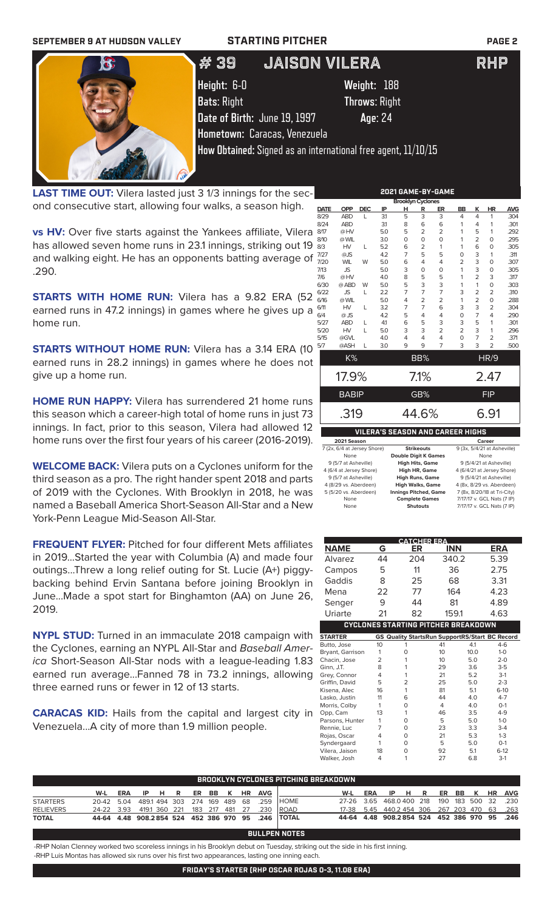SEPTEMBER 9 AT HUDSON VALLEY — STARTING PITCHER

# # 39 JAISON VILERA — RHP

**Height:** 6-0 **Weight:** 188
**Bats:** Right **Throws:** Right
**Date of Birth:** June 19, 1997 **Age:** 24
**Hometown:** Caracas, Venezuela
**How Obtained:** Signed as an international free agent, 11/10/15

**LAST TIME OUT:** Vilera lasted just 3 1/3 innings for the second consecutive start, allowing four walks, a season high.

**vs HV:** Over five starts against the Yankees affiliate, Vilera has allowed seven home runs in 23.1 innings, striking out 19 and walking eight. He has an opponents batting average of .290.

**STARTS WITH HOME RUN:** Vilera has a 9.82 ERA (52 earned runs in 47.2 innings) in games where he gives up a home run.

**STARTS WITHOUT HOME RUN:** Vilera has a 3.14 ERA (10 earned runs in 28.2 innings) in games where he does not give up a home run.

**HOME RUN HAPPY:** Vilera has surrendered 21 home runs this season which a career-high total of home runs in just 73 innings. In fact, prior to this season, Vilera had allowed 12 home runs over the first four years of his career (2016-2019).

**WELCOME BACK:** Vilera puts on a Cyclones uniform for the third season as a pro. The right hander spent 2018 and parts of 2019 with the Cyclones. With Brooklyn in 2018, he was named a Baseball America Short-Season All-Star and a New York-Penn League Mid-Season All-Star.

**FREQUENT FLYER:** Pitched for four different Mets affiliates in 2019...Started the year with Columbia (A) and made four outings...Threw a long relief outing for St. Lucie (A+) piggy-backing behind Ervin Santana before joining Brooklyn in June...Made a spot start for Binghamton (AA) on June 26, 2019.

**NYPL STUD:** Turned in an immaculate 2018 campaign with the Cyclones, earning an NYPL All-Star and *Baseball America* Short-Season All-Star nods with a league-leading 1.83 earned run average...Fanned 78 in 73.2 innings, allowing three earned runs or fewer in 12 of 13 starts.

**CARACAS KID:** Hails from the capital and largest city in Venezuela...A city of more than 1.9 million people.

## 2021 GAME-BY-GAME

Brooklyn Cyclones

| DATE | OPP | DEC | IP | H | R | ER | BB | K | HR | AVG |
|---|---|---|---|---|---|---|---|---|---|---|
| 8/29 | ABD | L | 3.1 | 5 | 3 | 3 | 4 | 4 | 1 | .304 |
| 8/24 | ABD | | 3.1 | 8 | 6 | 6 | 1 | 4 | 1 | .301 |
| 8/17 | @HV | | 5.0 | 5 | 2 | 2 | 1 | 5 | 1 | .292 |
| 8/10 | @WIL | | 3.0 | 0 | 0 | 0 | 1 | 2 | 0 | .295 |
| 8/3 | HV | L | 5.2 | 6 | 2 | 1 | 1 | 6 | 0 | .305 |
| 7/27 | @JS | | 4.2 | 7 | 5 | 5 | 0 | 3 | 1 | .311 |
| 7/20 | WIL | W | 5.0 | 6 | 4 | 4 | 2 | 3 | 0 | .307 |
| 7/13 | JS | | 5.0 | 3 | 0 | 0 | 1 | 3 | 0 | .305 |
| 7/6 | @HV | | 4.0 | 8 | 5 | 5 | 1 | 2 | 3 | .317 |
| 6/30 | @ABD | W | 5.0 | 5 | 3 | 3 | 1 | 1 | 0 | .303 |
| 6/22 | JS | L | 2.2 | 7 | 7 | 7 | 3 | 2 | 2 | .310 |
| 6/16 | @WIL | | 5.0 | 4 | 2 | 2 | 1 | 2 | 0 | .288 |
| 6/11 | HV | L | 3.2 | 7 | 7 | 6 | 3 | 3 | 2 | .304 |
| 6/4 | @JS | | 4.2 | 5 | 4 | 4 | 0 | 7 | 4 | .290 |
| 5/27 | ABD | L | 4.1 | 6 | 5 | 3 | 3 | 5 | 1 | .301 |
| 5/20 | HV | L | 5.0 | 3 | 3 | 2 | 2 | 3 | 1 | .296 |
| 5/15 | @GVL | | 4.0 | 4 | 4 | 4 | 0 | 7 | 2 | .371 |
| 5/7 | @ASH | L | 3.0 | 9 | 9 | 7 | 3 | 3 | 2 | .500 |

| K% | BB% | HR/9 |
|---|---|---|
| 17.9% | 7.1% | 2.47 |
| **BABIP** | **GB%** | **FIP** |
| .319 | 44.6% | 6.91 |

## VILERA'S SEASON AND CAREER HIGHS

| 2021 Season | | Career |
|---|---|---|
| 7 (2x, 6/4 at Jersey Shore) | Strikeouts | 9 (3x, 5/4/21 at Asheville) |
| None | Double Digit K Games | None |
| 9 (5/7 at Asheville) | High Hits, Game | 9 (5/4/21 at Asheville) |
| 4 (6/4 at Jersey Shore) | High HR, Game | 4 (6/4/21 at Jersey Shore) |
| 9 (5/7 at Asheville) | High Runs, Game | 9 (5/4/21 at Asheville) |
| 4 (8/29 vs. Aberdeen) | High Walks, Game | 4 (8x, 8/29 vs. Aberdeen) |
| 5 (5/20 vs. Aberdeen) | Innings Pitched, Game | 7 (8x, 8/20/18 at Tri-City) |
| None | Complete Games | 7/17/17 v. GCL Nats (7 IP) |
| None | Shutouts | 7/17/17 v. GCL Nats (7 IP) |

## CATCHER ERA

| NAME | G | ER | INN | ERA |
|---|---|---|---|---|
| Alvarez | 44 | 204 | 340.2 | 5.39 |
| Campos | 5 | 11 | 36 | 2.75 |
| Gaddis | 8 | 25 | 68 | 3.31 |
| Mena | 22 | 77 | 164 | 4.23 |
| Senger | 9 | 44 | 81 | 4.89 |
| Uriarte | 21 | 82 | 159.1 | 4.63 |

## CYCLONES STARTING PITCHER BREAKDOWN

| STARTER | GS | Quality Starts | Run Support | RS/Start | BC Record |
|---|---|---|---|---|---|
| Butto, Jose | 10 | 1 | 41 | 4.1 | 4-6 |
| Bryant, Garrison | 1 | 0 | 10 | 10.0 | 1-0 |
| Chacin, Jose | 2 | 1 | 10 | 5.0 | 2-0 |
| Ginn, J.T. | 8 | 1 | 29 | 3.6 | 3-5 |
| Grey, Connor | 4 | 1 | 21 | 5.2 | 3-1 |
| Griffin, David | 5 | 2 | 25 | 5.0 | 2-3 |
| Kisena, Alec | 16 | 1 | 81 | 5.1 | 6-10 |
| Lasko, Justin | 11 | 6 | 44 | 4.0 | 4-7 |
| Morris, Colby | 1 | 0 | 4 | 4.0 | 0-1 |
| Opp, Cam | 13 | 1 | 46 | 3.5 | 4-9 |
| Parsons, Hunter | 1 | 0 | 5 | 5.0 | 1-0 |
| Rennie, Luc | 7 | 0 | 23 | 3.3 | 3-4 |
| Rojas, Oscar | 4 | 0 | 21 | 5.3 | 1-3 |
| Syndergaard | 1 | 0 | 5 | 5.0 | 0-1 |
| Vilera, Jaison | 18 | 0 | 92 | 5.1 | 6-12 |
| Walker, Josh | 4 | 1 | 27 | 6.8 | 3-1 |

## BROOKLYN CYCLONES PITCHING BREAKDOWN

| | W-L | ERA | IP | H | R | ER | BB | K | HR | AVG |
|---|---|---|---|---|---|---|---|---|---|---|
| STARTERS | 20-42 | 5.04 | 489.1 | 494 | 303 | 274 | 169 | 489 | 68 | .259 |
| RELIEVERS | 24-22 | 3.93 | 419.1 | 360 | 221 | 183 | 217 | 481 | 27 | .230 |
| TOTAL | 44-64 | 4.48 | 908.2 | 854 | 524 | 452 | 386 | 970 | 95 | .246 |

| | W-L | ERA | IP | H | R | ER | BB | K | HR | AVG |
|---|---|---|---|---|---|---|---|---|---|---|
| HOME | 27-26 | 3.65 | 468.0 | 400 | 218 | 190 | 183 | 500 | 32 | .230 |
| ROAD | 17-38 | 5.45 | 440.2 | 454 | 306 | 267 | 203 | 470 | 63 | .263 |
| TOTAL | 44-64 | 4.48 | 908.2 | 854 | 524 | 452 | 386 | 970 | 95 | .246 |

## BULLPEN NOTES

-RHP Nolan Clenney worked two scoreless innings in his Brooklyn debut on Tuesday, striking out the side in his first inning.
-RHP Luis Montas has allowed six runs over his first two appearances, lasting one inning each.

**FRIDAY'S STARTER (RHP OSCAR ROJAS 0-3, 11.08 ERA)**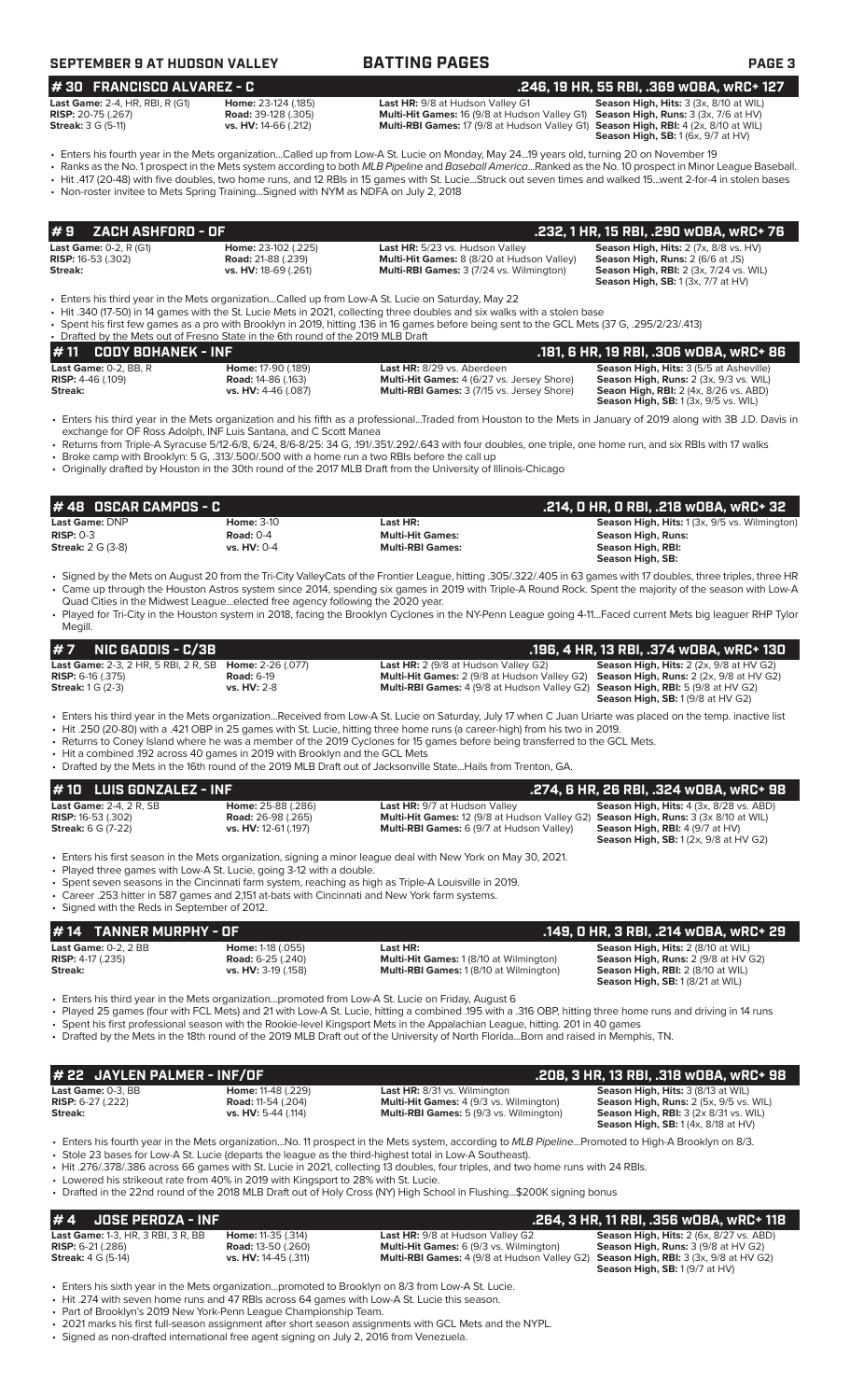## #30 FRANCISCO ALVAREZ - C
**.246, 19 HR, 55 RBI, .369 wOBA, wRC+ 127**

| | | | |
|---|---|---|---|
| **Last Game:** 2-4, HR, RBI, R (G1) | **Home:** 23-124 (.185) | **Last HR:** 9/8 at Hudson Valley G1 | **Season High, Hits:** 3 (3x, 8/10 at WIL) |
| **RISP:** 20-75 (.267) | **Road:** 39-128 (.305) | **Multi-Hit Games:** 16 (9/8 at Hudson Valley G1) | **Season High, Runs:** 3 (3x, 7/6 at HV) |
| **Streak:** 3 G (5-11) | **vs. HV:** 14-66 (.212) | **Multi-RBI Games:** 17 (9/8 at Hudson Valley G1) | **Season High, RBI:** 4 (2x, 8/10 at WIL) |
| | | | **Season High, SB:** 1 (6x, 9/7 at HV) |

- Enters his fourth year in the Mets organization...Called up from Low-A St. Lucie on Monday, May 24...19 years old, turning 20 on November 19
- Ranks as the No. 1 prospect in the Mets system according to both *MLB Pipeline* and *Baseball America*...Ranked as the No. 10 prospect in Minor League Baseball.
- Hit .417 (20-48) with five doubles, two home runs, and 12 RBIs in 15 games with St. Lucie...Struck out seven times and walked 15...went 2-for-4 in stolen bases
- Non-roster invitee to Mets Spring Training...Signed with NYM as NDFA on July 2, 2018

## #9 ZACH ASHFORD - OF
**.232, 1 HR, 15 RBI, .290 wOBA, wRC+ 76**

| | | | |
|---|---|---|---|
| **Last Game:** 0-2, R (G1) | **Home:** 23-102 (.225) | **Last HR:** 5/23 vs. Hudson Valley | **Season High, Hits:** 2 (7x, 8/8 vs. HV) |
| **RISP:** 16-53 (.302) | **Road:** 21-88 (.239) | **Multi-Hit Games:** 8 (8/20 at Hudson Valley) | **Season High, Runs:** 2 (6/6 at JS) |
| **Streak:** | **vs. HV:** 18-69 (.261) | **Multi-RBI Games:** 3 (7/24 vs. Wilmington) | **Season High, RBI:** 2 (3x, 7/24 vs. WIL) |
| | | | **Season High, SB:** 1 (3x, 7/7 at HV) |

- Enters his third year in the Mets organization...Called up from Low-A St. Lucie on Saturday, May 22
- Hit .340 (17-50) in 14 games with the St. Lucie Mets in 2021, collecting three doubles and six walks with a stolen base
- Spent his first few games as a pro with Brooklyn in 2019, hitting .136 in 16 games before being sent to the GCL Mets (37 G, .295/2/23/.413)
- Drafted by the Mets out of Fresno State in the 6th round of the 2019 MLB Draft

## #11 CODY BOHANEK - INF
**.181, 6 HR, 19 RBI, .306 wOBA, wRC+ 86**

| | | | |
|---|---|---|---|
| **Last Game:** 0-2, BB, R | **Home:** 17-90 (.189) | **Last HR:** 8/29 vs. Aberdeen | **Season High, Hits:** 3 (5/5 at Asheville) |
| **RISP:** 4-46 (.109) | **Road:** 14-86 (.163) | **Multi-Hit Games:** 4 (6/27 vs. Jersey Shore) | **Season High, Runs:** 2 (3x, 9/3 vs. WIL) |
| **Streak:** | **vs. HV:** 4-46 (.087) | **Multi-RBI Games:** 3 (7/15 vs. Jersey Shore) | **Season High, RBI:** 2 (4x, 8/26 vs. ABD) |
| | | | **Season High, SB:** 1 (3x, 9/5 vs. WIL) |

- Enters his third year in the Mets organization and his fifth as a professional...Traded from Houston to the Mets in January of 2019 along with 3B J.D. Davis in exchange for OF Ross Adolph, INF Luis Santana, and C Scott Manea
- Returns from Triple-A Syracuse 5/12-6/8, 6/24, 8/6-8/25: 34 G, .191/.351/.292/.643 with four doubles, one triple, one home run, and six RBIs with 17 walks
- Broke camp with Brooklyn: 5 G, .313/.500/.500 with a home run a two RBIs before the call up
- Originally drafted by Houston in the 30th round of the 2017 MLB Draft from the University of Illinois-Chicago

## #48 OSCAR CAMPOS - C
**.214, 0 HR, 0 RBI, .218 wOBA, wRC+ 32**

| | | | |
|---|---|---|---|
| **Last Game:** DNP | **Home:** 3-10 | **Last HR:** | **Season High, Hits:** 1 (3x, 9/5 vs. Wilmington) |
| **RISP:** 0-3 | **Road:** 0-4 | **Multi-Hit Games:** | **Season High, Runs:** |
| **Streak:** 2 G (3-8) | **vs. HV:** 0-4 | **Multi-RBI Games:** | **Season High, RBI:** |
| | | | **Season High, SB:** |

- Signed by the Mets on August 20 from the Tri-City ValleyCats of the Frontier League, hitting .305/.322/.405 in 63 games with 17 doubles, three triples, three HR
- Came up through the Houston Astros system since 2014, spending six games in 2019 with Triple-A Round Rock. Spent the majority of the season with Low-A Quad Cities in the Midwest League...elected free agency following the 2020 year.
- Played for Tri-City in the Houston system in 2018, facing the Brooklyn Cyclones in the NY-Penn League going 4-11...Faced current Mets big leaguer RHP Tylor Megill.

## #7 NIC GADDIS - C/3B
**.196, 4 HR, 13 RBI, .374 wOBA, wRC+ 130**

| | | | |
|---|---|---|---|
| **Last Game:** 2-3, 2 HR, 5 RBI, 2 R, SB | **Home:** 2-26 (.077) | **Last HR:** 2 (9/8 at Hudson Valley G2) | **Season High, Hits:** 2 (2x, 9/8 at HV G2) |
| **RISP:** 6-16 (.375) | **Road:** 6-19 | **Multi-Hit Games:** 2 (9/8 at Hudson Valley G2) | **Season High, Runs:** 2 (5x, 9/8 at HV G2) |
| **Streak:** 1 G (2-3) | **vs. HV:** 2-8 | **Multi-RBI Games:** 4 (9/8 at Hudson Valley G2) | **Season High, RBI:** 5 (9/8 at HV G2) |
| | | | **Season High, SB:** 1 (9/8 at HV G2) |

- Enters his third year in the Mets organization...Received from Low-A St. Lucie on Saturday, July 17 when C Juan Uriarte was placed on the temp. inactive list
- Hit .250 (20-80) with a .421 OBP in 25 games with St. Lucie, hitting three home runs (a career-high) from his two in 2019.
- Returns to Coney Island where he was a member of the 2019 Cyclones for 15 games before being transferred to the GCL Mets.
- Hit a combined .192 across 40 games in 2019 with Brooklyn and the GCL Mets
- Drafted by the Mets in the 16th round of the 2019 MLB Draft out of Jacksonville State...Hails from Trenton, GA.

## #10 LUIS GONZALEZ - INF
**.274, 6 HR, 26 RBI, .324 wOBA, wRC+ 98**

| | | | |
|---|---|---|---|
| **Last Game:** 2-4, 2 R, SB | **Home:** 25-88 (.286) | **Last HR:** 9/7 at Hudson Valley | **Season High, Hits:** 4 (3x, 8/28 vs. ABD) |
| **RISP:** 16-53 (.302) | **Road:** 26-98 (.265) | **Multi-Hit Games:** 12 (9/8 at Hudson Valley G2) | **Season High, Runs:** 3 (3x 8/10 at WIL) |
| **Streak:** 6 G (7-22) | **vs. HV:** 12-61 (.197) | **Multi-RBI Games:** 6 (9/7 at Hudson Valley) | **Season High, RBI:** 4 (9/7 at HV) |
| | | | **Season High, SB:** 1 (2x, 9/8 at HV G2) |

- Enters his first season in the Mets organization, signing a minor league deal with New York on May 30, 2021.
- Played three games with Low-A St. Lucie, going 3-12 with a double.
- Spent seven seasons in the Cincinnati farm system, reaching as high as Triple-A Louisville in 2019.
- Career .253 hitter in 587 games and 2,151 at-bats with Cincinnati and New York farm systems.
- Signed with the Reds in September of 2012.

## #14 TANNER MURPHY - OF
**.149, 0 HR, 3 RBI, .214 wOBA, wRC+ 29**

| | | | |
|---|---|---|---|
| **Last Game:** 0-2, 2 BB | **Home:** 1-18 (.055) | **Last HR:** | **Season High, Hits:** 2 (8/10 at WIL) |
| **RISP:** 4-17 (.235) | **Road:** 6-25 (.240) | **Multi-Hit Games:** 1 (8/10 at Wilmington) | **Season High, Runs:** 2 (9/8 at HV G2) |
| **Streak:** | **vs. HV:** 3-19 (.158) | **Multi-RBI Games:** 1 (8/10 at Wilmington) | **Season High, RBI:** 2 (8/10 at WIL) |
| | | | **Season High, SB:** 1 (8/21 at WIL) |

- Enters his third year in the Mets organization...promoted from Low-A St. Lucie on Friday, August 6
- Played 25 games (four with FCL Mets) and 21 with Low-A St. Lucie, hitting a combined .195 with a .316 OBP, hitting three home runs and driving in 14 runs
- Spent his first professional season with the Rookie-level Kingsport Mets in the Appalachian League, hitting .201 in 40 games
- Drafted by the Mets in the 18th round of the 2019 MLB Draft out of the University of North Florida...Born and raised in Memphis, TN.

## #22 JAYLEN PALMER - INF/OF
**.208, 3 HR, 13 RBI, .318 wOBA, wRC+ 98**

| | | | |
|---|---|---|---|
| **Last Game:** 0-3, BB | **Home:** 11-48 (.229) | **Last HR:** 8/31 vs. Wilmington | **Season High, Hits:** 3 (8/13 at WIL) |
| **RISP:** 6-27 (.222) | **Road:** 11-54 (.204) | **Multi-Hit Games:** 4 (9/3 vs. Wilmington) | **Season High, Runs:** 2 (5x, 9/5 vs. WIL) |
| **Streak:** | **vs. HV:** 5-44 (.114) | **Multi-RBI Games:** 5 (9/3 vs. Wilmington) | **Season High, RBI:** 3 (2x 8/31 vs. WIL) |
| | | | **Season High, SB:** 1 (4x, 8/18 at HV) |

- Enters his fourth year in the Mets organization...No. 11 prospect in the Mets system, according to *MLB Pipeline*...Promoted to High-A Brooklyn on 8/3.
- Stole 23 bases for Low-A St. Lucie (departs the league as the third-highest total in Low-A Southeast).
- Hit .276/.378/.386 across 66 games with St. Lucie in 2021, collecting 13 doubles, four triples, and two home runs with 24 RBIs.
- Lowered his strikeout rate from 40% in 2019 with Kingsport to 28% with St. Lucie.
- Drafted in the 22nd round of the 2018 MLB Draft out of Holy Cross (NY) High School in Flushing...$200K signing bonus

## #4 JOSE PEROZA - INF
**.264, 3 HR, 11 RBI, .356 wOBA, wRC+ 118**

| | | | |
|---|---|---|---|
| **Last Game:** 1-3, HR, 3 RBI, 3 R, BB | **Home:** 11-35 (.314) | **Last HR:** 9/8 at Hudson Valley G2 | **Season High, Hits:** 2 (6x, 8/27 vs. ABD) |
| **RISP:** 6-21 (.286) | **Road:** 13-50 (.260) | **Multi-Hit Games:** 6 (9/3 vs. Wilmington) | **Season High, Runs:** 3 (9/8 at HV G2) |
| **Streak:** 4 G (5-14) | **vs. HV:** 14-45 (.311) | **Multi-RBI Games:** 4 (9/8 at Hudson Valley G2) | **Season High, RBI:** 3 (3x, 9/8 at HV G2) |
| | | | **Season High, SB:** 1 (9/7 at HV) |

- Enters his sixth year in the Mets organization...promoted to Brooklyn on 8/3 from Low-A St. Lucie.
- Hit .274 with seven home runs and 47 RBIs across 64 games with Low-A St. Lucie this season.
- Part of Brooklyn's 2019 New York-Penn League Championship Team.
- 2021 marks his first full-season assignment after short season assignments with GCL Mets and the NYPL.
- Signed as non-drafted international free agent signing on July 2, 2016 from Venezuela.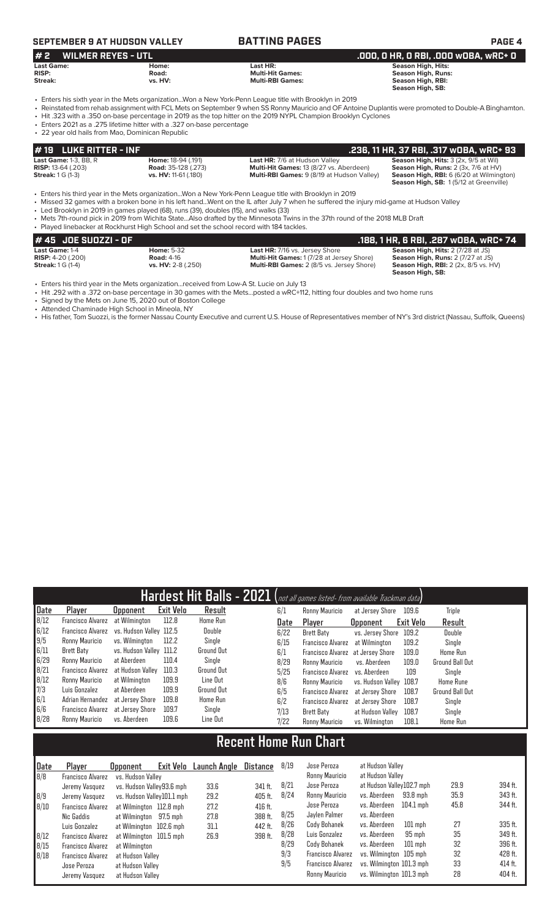## # 2 WILMER REYES - UTL

**.000, 0 HR, 0 RBI, .000 wOBA, wRC+ 0**

| | | | |
|---|---|---|---|
| **Last Game:** | **Home:** | **Last HR:** | **Season High, Hits:** |
| **RISP:** | **Road:** | **Multi-Hit Games:** | **Season High, Runs:** |
| **Streak:** | **vs. HV:** | **Multi-RBI Games:** | **Season High, RBI:** |
| | | | **Season High, SB:** |

- Enters his sixth year in the Mets organization...Won a New York-Penn League title with Brooklyn in 2019
- Reinstated from rehab assignment with FCL Mets on September 9 when SS Ronny Mauricio and OF Antoine Duplantis were promoted to Double-A Binghamton.
- Hit .323 with a .350 on-base percentage in 2019 as the top hitter on the 2019 NYPL Champion Brooklyn Cyclones
- Enters 2021 as a .275 lifetime hitter with a .327 on-base percentage
- 22 year old hails from Mao, Dominican Republic

## # 19 LUKE RITTER - INF

**.236, 11 HR, 37 RBI, .317 wOBA, wRC+ 93**

| | | | |
|---|---|---|---|
| **Last Game:** 1-3, BB, R | **Home:** 18-94 (.191) | **Last HR:** 7/6 at Hudson Valley | **Season High, Hits:** 3 (2x, 9/5 at Wil) |
| **RISP:** 13-64 (.203) | **Road:** 35-128 (.273) | **Multi-Hit Games:** 13 (8/27 vs. Aberdeen) | **Season High, Runs:** 2 (3x, 7/6 at HV) |
| **Streak:** 1 G (1-3) | **vs. HV:** 11-61 (.180) | **Multi-RBI Games:** 9 (8/19 at Hudson Valley) | **Season High, RBI:** 6 (6/20 at Wilmington) |
| | | | **Season High, SB:** 1 (5/12 at Greenville) |

- Enters his third year in the Mets organization...Won a New York-Penn League title with Brooklyn in 2019
- Missed 32 games with a broken bone in his left hand...Went on the IL after July 7 when he suffered the injury mid-game at Hudson Valley
- Led Brooklyn in 2019 in games played (68), runs (39), doubles (15), and walks (33)
- Mets 7th-round pick in 2019 from Wichita State...Also drafted by the Minnesota Twins in the 37th round of the 2018 MLB Draft
- Played linebacker at Rockhurst High School and set the school record with 184 tackles.

## # 45 JOE SUOZZI - OF

**.188, 1 HR, 6 RBI, .287 wOBA, wRC+ 74**

| | | | |
|---|---|---|---|
| **Last Game:** 1-4 | **Home:** 5-32 | **Last HR:** 7/16 vs. Jersey Shore | **Season High, Hits:** 2 (7/28 at JS) |
| **RISP:** 4-20 (.200) | **Road:** 4-16 | **Multi-Hit Games:** 1 (7/28 at Jersey Shore) | **Season High, Runs:** 2 (7/27 at JS) |
| **Streak:** 1 G (1-4) | **vs. HV:** 2-8 (.250) | **Multi-RBI Games:** 2 (8/5 vs. Jersey Shore) | **Season High, RBI:** 2 (2x, 8/5 vs. HV) |
| | | | **Season High, SB:** |

- Enters his third year in the Mets organization...received from Low-A St. Lucie on July 13
- Hit .292 with a .372 on-base percentage in 30 games with the Mets...posted a wRC+112, hitting four doubles and two home runs
- Signed by the Mets on June 15, 2020 out of Boston College
- Attended Chaminade High School in Mineola, NY
- His father, Tom Suozzi, is the former Nassau County Executive and current U.S. House of Representatives member of NY's 3rd district (Nassau, Suffolk, Queens)

## Hardest Hit Balls - 2021 (not all games listed- from available Trackman data)

| Date | Player | Opponent | Exit Velo | Result |
|---|---|---|---|---|
| 8/12 | Francisco Alvarez | at Wilmington | 112.8 | Home Run |
| 6/12 | Francisco Alvarez | vs. Hudson Valley | 112.5 | Double |
| 9/5 | Ronny Mauricio | vs. Wilmington | 112.2 | Single |
| 6/11 | Brett Baty | vs. Hudson Valley | 111.2 | Ground Out |
| 6/29 | Ronny Mauricio | at Aberdeen | 110.4 | Single |
| 8/21 | Francisco Alvarez | at Hudson Valley | 110.3 | Ground Out |
| 8/12 | Ronny Mauricio | at Wilmington | 109.9 | Line Out |
| 7/3 | Luis Gonzalez | at Aberdeen | 109.9 | Ground Out |
| 6/1 | Adrian Hernandez | at Jersey Shore | 109.8 | Home Run |
| 6/6 | Francisco Alvarez | at Jersey Shore | 109.7 | Single |
| 8/28 | Ronny Mauricio | vs. Aberdeen | 109.6 | Line Out |
| 6/1 | Ronny Mauricio | at Jersey Shore | 109.6 | Triple |
| 6/22 | Brett Baty | vs. Jersey Shore | 109.2 | Double |
| 6/15 | Francisco Alvarez | at Wilmington | 109.2 | Single |
| 6/1 | Francisco Alvarez | at Jersey Shore | 109.0 | Home Run |
| 8/29 | Ronny Mauricio | vs. Aberdeen | 109.0 | Ground Ball Out |
| 5/25 | Francisco Alvarez | vs. Aberdeen | 109 | Single |
| 8/6 | Ronny Mauricio | vs. Hudson Valley | 108.7 | Home Rune |
| 6/5 | Francisco Alvarez | at Jersey Shore | 108.7 | Ground Ball Out |
| 6/2 | Francisco Alvarez | at Jersey Shore | 108.7 | Single |
| 7/13 | Brett Baty | at Hudson Valley | 108.7 | Single |
| 7/22 | Ronny Mauricio | vs. Wilmington | 108.1 | Home Run |

## Recent Home Run Chart

| Date | Player | Opponent | Exit Velo | Launch Angle | Distance |
|---|---|---|---|---|---|
| 8/8 | Francisco Alvarez | vs. Hudson Valley | | | |
| | Jeremy Vasquez | vs. Hudson Valley | 93.6 mph | 33.6 | 341 ft. |
| 8/9 | Jeremy Vasquez | vs. Hudson Valley | 101.1 mph | 29.2 | 405 ft. |
| 8/10 | Francisco Alvarez | at Wilmington | 112.8 mph | 27.2 | 416 ft. |
| | Nic Gaddis | at Wilmington | 97.5 mph | 27.8 | 388 ft. |
| | Luis Gonzalez | at Wilmington | 102.6 mph | 31.1 | 442 ft. |
| 8/12 | Francisco Alvarez | at Wilmington | 101.5 mph | 26.9 | 398 ft. |
| 8/15 | Francisco Alvarez | at Wilmington | | | |
| 8/18 | Francisco Alvarez | at Hudson Valley | | | |
| | Jose Peroza | at Hudson Valley | | | |
| | Jeremy Vasquez | at Hudson Valley | | | |
| 8/19 | Jose Peroza | at Hudson Valley | | | |
| | Ronny Mauricio | at Hudson Valley | | | |
| 8/21 | Jose Peroza | at Hudson Valley | 102.7 mph | 29.9 | 394 ft. |
| 8/24 | Ronny Mauricio | vs. Aberdeen | 93.8 mph | 35.9 | 343 ft. |
| | Jose Peroza | vs. Aberdeen | 104.1 mph | 45.8 | 344 ft. |
| 8/25 | Jaylen Palmer | vs. Aberdeen | | | |
| 8/26 | Cody Bohanek | vs. Aberdeen | 101 mph | 27 | 335 ft. |
| 8/28 | Luis Gonzalez | vs. Aberdeen | 95 mph | 35 | 349 ft. |
| 8/29 | Cody Bohanek | vs. Aberdeen | 101 mph | 32 | 396 ft. |
| 9/3 | Francisco Alvarez | vs. Wilmington | 105 mph | 32 | 428 ft. |
| 9/5 | Francisco Alvarez | vs. Wilmington | 101.3 mph | 33 | 414 ft. |
| | Ronny Mauricio | vs. Wilmington | 101.3 mph | 28 | 404 ft. |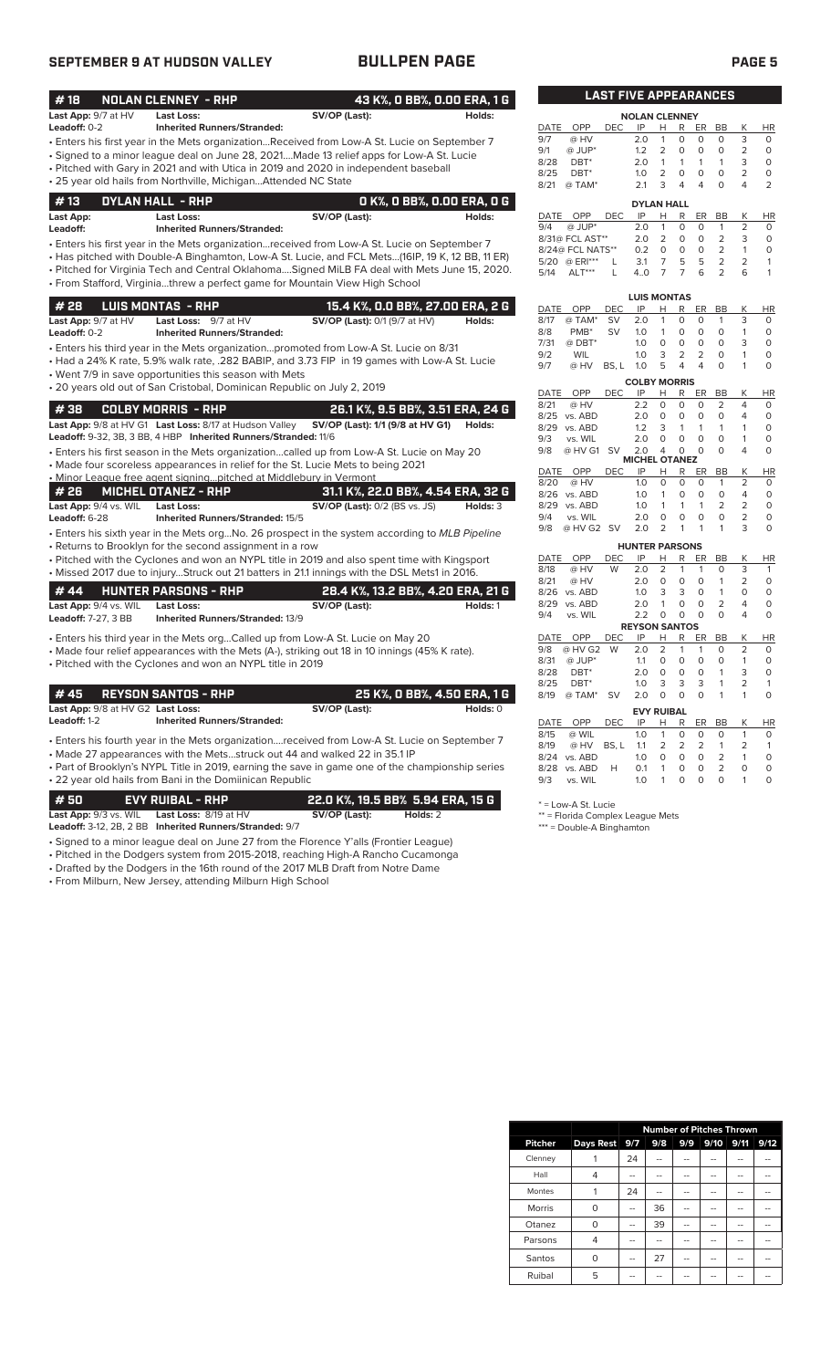# SEPTEMBER 9 AT HUDSON VALLEY — BULLPEN PAGE

## #18 NOLAN CLENNEY - RHP — 43 K%, 0 BB%, 0.00 ERA, 1 G

**Last App:** 9/7 at HV **Last Loss:** **SV/OP (Last):** **Holds:**
**Leadoff:** 0-2 **Inherited Runners/Stranded:**

- Enters his first year in the Mets organization...Received from Low-A St. Lucie on September 7
- Signed to a minor league deal on June 28, 2021....Made 13 relief apps for Low-A St. Lucie
- Pitched with Gary in 2021 and with Utica in 2019 and 2020 in independent baseball
- 25 year old hails from Northville, Michigan...Attended NC State

## #13 DYLAN HALL - RHP — 0 K%, 0 BB%, 0.00 ERA, 0 G

**Last App:** **Last Loss:** **SV/OP (Last):** **Holds:**
**Leadoff:** **Inherited Runners/Stranded:**

- Enters his first year in the Mets organization...received from Low-A St. Lucie on September 7
- Has pitched with Double-A Binghamton, Low-A St. Lucie, and FCL Mets...(16IP, 19 K, 12 BB, 11 ER)
- Pitched for Virginia Tech and Central Oklahoma....Signed MiLB FA deal with Mets June 15, 2020.
- From Stafford, Virginia...threw a perfect game for Mountain View High School

## #28 LUIS MONTAS - RHP — 15.4 K%, 0.0 BB%, 27.00 ERA, 2 G

**Last App:** 9/7 at HV **Last Loss:** 9/7 at HV **SV/OP (Last):** 0/1 (9/7 at HV) **Holds:**
**Leadoff:** 0-2 **Inherited Runners/Stranded:**

- Enters his third year in the Mets organization...promoted from Low-A St. Lucie on 8/31
- Had a 24% K rate, 5.9% walk rate, .282 BABIP, and 3.73 FIP in 19 games with Low-A St. Lucie
- Went 7/9 in save opportunities this season with Mets
- 20 years old out of San Cristobal, Dominican Republic on July 2, 2019

## #38 COLBY MORRIS - RHP — 26.1 K%, 9.5 BB%, 3.51 ERA, 24 G

**Last App:** 9/8 at HV G1 **Last Loss:** 8/17 at Hudson Valley **SV/OP (Last):** 1/1 (9/8 at HV G1) **Holds:**
**Leadoff:** 9-32, 3B, 3 BB, 4 HBP **Inherited Runners/Stranded:** 11/6

- Enters his first season in the Mets organization...called up from Low-A St. Lucie on May 20
- Made four scoreless appearances in relief for the St. Lucie Mets to begin 2021
- Minor League free agent signing...pitched at Middlebury in Vermont

## #26 MICHEL OTANEZ - RHP — 31.1 K%, 22.0 BB%, 4.54 ERA, 32 G

**Last App:** 9/4 vs. WIL **Last Loss:** **SV/OP (Last):** 0/2 (BS vs. JS) **Holds:** 3
**Leadoff:** 6-28 **Inherited Runners/Stranded:** 15/5

- Enters his sixth year in the Mets org...No. 26 prospect in the system according to *MLB Pipeline*
- Returns to Brooklyn for the second assignment in a row
- Pitched with the Cyclones and won an NYPL title in 2019 and also spent time with Kingsport
- Missed 2017 due to injury...Struck out 21 batters in 21.1 innings with the DSL Mets1 in 2016.

## #44 HUNTER PARSONS - RHP — 28.4 K%, 13.2 BB%, 4.20 ERA, 21 G

**Last App:** 9/4 vs. WIL **Last Loss:** **SV/OP (Last):** **Holds:** 1
**Leadoff:** 7-27, 3 BB **Inherited Runners/Stranded:** 13/9

- Enters his third year in the Mets org...Called up from Low-A St. Lucie on May 20
- Made four relief appearances with the Mets (A-), striking out 18 in 10 innings (45% K rate).
- Pitched with the Cyclones and won an NYPL title in 2019

## #45 REYSON SANTOS - RHP — 25 K%, 0 BB%, 4.50 ERA, 1 G

**Last App:** 9/8 at HV G2 **Last Loss:** **SV/OP (Last):** **Holds:** 0
**Leadoff:** 1-2 **Inherited Runners/Stranded:**

- Enters his fourth year in the Mets organization....received from Low-A St. Lucie on September 7
- Made 27 appearances with the Mets...struck out 44 and walked 22 in 35.1 IP
- Part of Brooklyn's NYPL Title in 2019, earning the save in game one of the championship series
- 22 year old hails from Bani in the Domiinican Republic

## #50 EVY RUIBAL - RHP — 22.0 K%, 19.5 BB% 5.94 ERA, 15 G

**Last App:** 9/3 vs. WIL **Last Loss:** 8/19 at HV **SV/OP (Last):** **Holds:** 2
**Leadoff:** 3-12, 2B, 2 BB **Inherited Runners/Stranded:** 9/7

- Signed to a minor league deal on June 27 from the Florence Y'alls (Frontier League)
- Pitched in the Dodgers system from 2015-2018, reaching High-A Rancho Cucamonga
- Drafted by the Dodgers in the 16th round of the 2017 MLB Draft from Notre Dame
- From Milburn, New Jersey, attending Milburn High School

## LAST FIVE APPEARANCES

**NOLAN CLENNEY**

| DATE | OPP | DEC | IP | H | R | ER | BB | K | HR |
|---|---|---|---|---|---|---|---|---|---|
| 9/7 | @ HV | | 2.0 | 1 | 0 | 0 | 0 | 3 | 0 |
| 9/1 | @ JUP* | | 1.2 | 2 | 0 | 0 | 0 | 2 | 0 |
| 8/28 | DBT* | | 2.0 | 1 | 1 | 1 | 1 | 3 | 0 |
| 8/25 | DBT* | | 1.0 | 2 | 0 | 0 | 0 | 2 | 0 |
| 8/21 | @ TAM* | | 2.1 | 3 | 4 | 4 | 0 | 4 | 2 |

**DYLAN HALL**

| DATE | OPP | DEC | IP | H | R | ER | BB | K | HR |
|---|---|---|---|---|---|---|---|---|---|
| 9/4 | @ JUP* | | 2.0 | 1 | 0 | 0 | 1 | 2 | 0 |
| 8/31 | @ FCL AST** | | 2.0 | 2 | 0 | 0 | 2 | 3 | 0 |
| 8/24 | @ FCL NATS** | | 0.2 | 0 | 0 | 0 | 2 | 1 | 0 |
| 5/20 | @ ERI*** | L | 3.1 | 7 | 5 | 5 | 2 | 2 | 1 |
| 5/14 | ALT*** | L | 4..0 | 7 | 7 | 6 | 2 | 6 | 1 |

**LUIS MONTAS**

| DATE | OPP | DEC | IP | H | R | ER | BB | K | HR |
|---|---|---|---|---|---|---|---|---|---|
| 8/17 | @ TAM* | SV | 2.0 | 1 | 0 | 0 | 1 | 3 | 0 |
| 8/8 | PMB* | SV | 1.0 | 1 | 0 | 0 | 0 | 1 | 0 |
| 7/31 | @ DBT* | | 1.0 | 0 | 0 | 0 | 0 | 3 | 0 |
| 9/2 | WIL | | 1.0 | 3 | 2 | 2 | 0 | 1 | 0 |
| 9/7 | @ HV | BS, L | 1.0 | 5 | 4 | 4 | 0 | 1 | 0 |

**COLBY MORRIS**

| DATE | OPP | DEC | IP | H | R | ER | BB | K | HR |
|---|---|---|---|---|---|---|---|---|---|
| 8/21 | @ HV | | 2.2 | 0 | 0 | 0 | 2 | 4 | 0 |
| 8/25 | vs. ABD | | 2.0 | 0 | 0 | 0 | 0 | 4 | 0 |
| 8/29 | vs. ABD | | 1.2 | 3 | 1 | 1 | 1 | 1 | 0 |
| 9/3 | vs. WIL | | 2.0 | 0 | 0 | 0 | 0 | 1 | 0 |
| 9/8 | @ HV G1 | SV | 2.0 | 4 | 0 | 0 | 0 | 4 | 0 |

**MICHEL OTANEZ**

| DATE | OPP | DEC | IP | H | R | ER | BB | K | HR |
|---|---|---|---|---|---|---|---|---|---|
| 8/20 | @ HV | | 1.0 | 0 | 0 | 0 | 1 | 2 | 0 |
| 8/26 | vs. ABD | | 1.0 | 1 | 0 | 0 | 0 | 4 | 0 |
| 8/29 | vs. ABD | | 1.0 | 1 | 1 | 1 | 2 | 2 | 0 |
| 9/4 | vs. WIL | | 2.0 | 0 | 0 | 0 | 0 | 2 | 0 |
| 9/8 | @ HV G2 | SV | 2.0 | 2 | 1 | 1 | 1 | 3 | 0 |

**HUNTER PARSONS**

| DATE | OPP | DEC | IP | H | R | ER | BB | K | HR |
|---|---|---|---|---|---|---|---|---|---|
| 8/18 | @ HV | W | 2.0 | 2 | 1 | 1 | 0 | 3 | 1 |
| 8/21 | @ HV | | 2.0 | 0 | 0 | 0 | 1 | 2 | 0 |
| 8/26 | vs. ABD | | 1.0 | 3 | 3 | 0 | 1 | 0 | 0 |
| 8/29 | vs. ABD | | 2.0 | 1 | 0 | 0 | 2 | 4 | 0 |
| 9/4 | vs. WIL | | 2.2 | 0 | 0 | 0 | 0 | 4 | 0 |

**REYSON SANTOS**

| DATE | OPP | DEC | IP | H | R | ER | BB | K | HR |
|---|---|---|---|---|---|---|---|---|---|
| 9/8 | @ HV G2 | W | 2.0 | 2 | 1 | 1 | 0 | 2 | 0 |
| 8/31 | @ JUP* | | 1.1 | 0 | 0 | 0 | 0 | 1 | 0 |
| 8/28 | DBT* | | 2.0 | 0 | 0 | 0 | 1 | 3 | 0 |
| 8/25 | DBT* | | 1.0 | 3 | 3 | 3 | 1 | 2 | 1 |
| 8/19 | @ TAM* | SV | 2.0 | 0 | 0 | 0 | 1 | 1 | 0 |

**EVY RUIBAL**

| DATE | OPP | DEC | IP | H | R | ER | BB | K | HR |
|---|---|---|---|---|---|---|---|---|---|
| 8/15 | @ WIL | | 1.0 | 1 | 0 | 0 | 0 | 1 | 0 |
| 8/19 | @ HV | BS, L | 1.1 | 2 | 2 | 2 | 1 | 2 | 1 |
| 8/24 | vs. ABD | | 1.0 | 0 | 0 | 0 | 2 | 1 | 0 |
| 8/28 | vs. ABD | H | 0.1 | 1 | 0 | 0 | 2 | 0 | 0 |
| 9/3 | vs. WIL | | 1.0 | 1 | 0 | 0 | 0 | 1 | 0 |

\* = Low-A St. Lucie
\** = Florida Complex League Mets
\*** = Double-A Binghamton

| | | Number of Pitches Thrown | | | | | |
|---|---|---|---|---|---|---|---|
| Pitcher | Days Rest | 9/7 | 9/8 | 9/9 | 9/10 | 9/11 | 9/12 |
| Clenney | 1 | 24 | -- | -- | -- | -- | -- |
| Hall | 4 | -- | -- | -- | -- | -- | -- |
| Montes | 1 | 24 | -- | -- | -- | -- | -- |
| Morris | 0 | -- | 36 | -- | -- | -- | -- |
| Otanez | 0 | -- | 39 | -- | -- | -- | -- |
| Parsons | 4 | -- | -- | -- | -- | -- | -- |
| Santos | 0 | -- | 27 | -- | -- | -- | -- |
| Ruibal | 5 | -- | -- | -- | -- | -- | -- |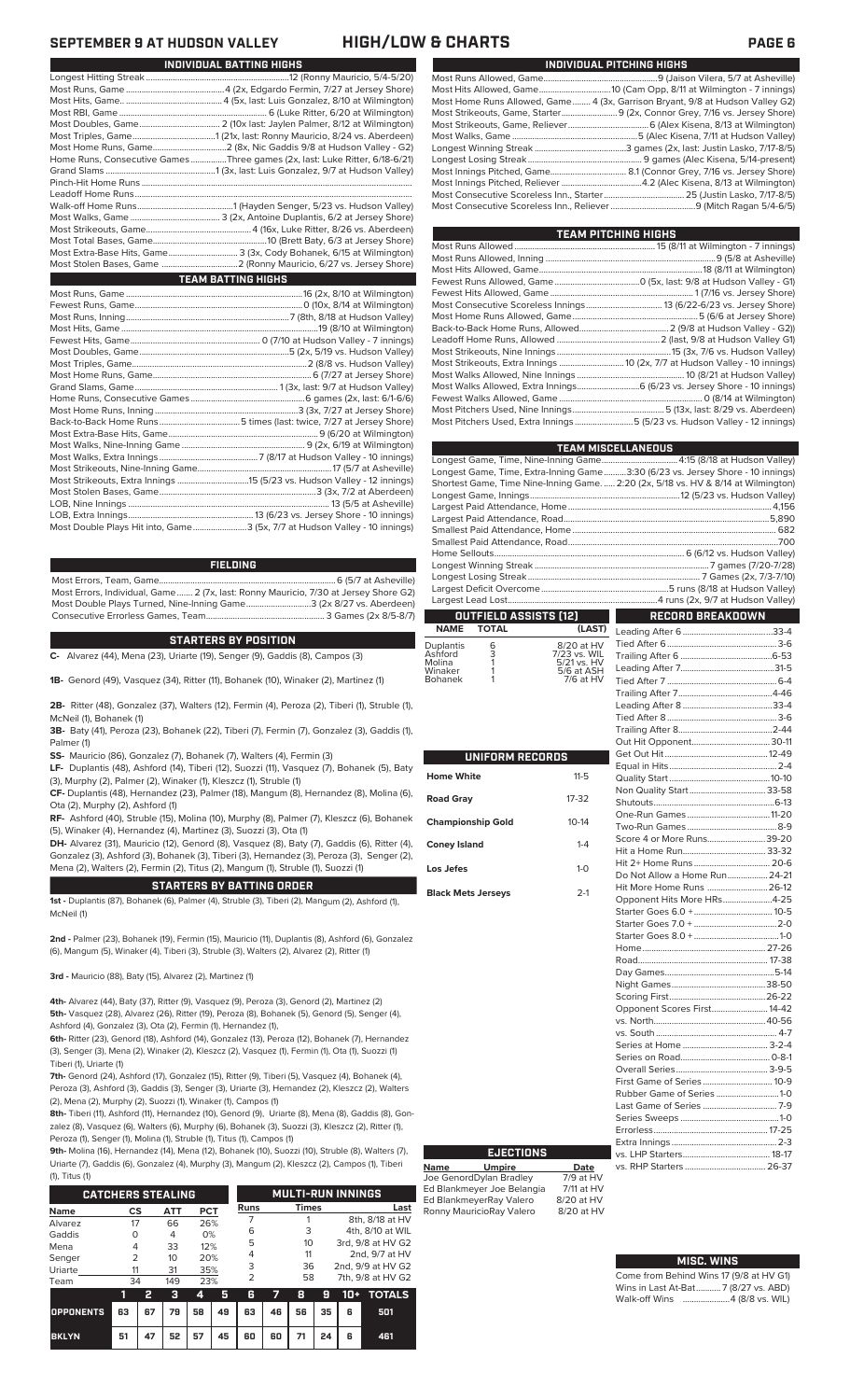# SEPTEMBER 9 AT HUDSON VALLEY — HIGH/LOW & CHARTS

## INDIVIDUAL BATTING HIGHS

| | |
|---|---|
| Longest Hitting Streak | 12 (Ronny Mauricio, 5/4-5/20) |
| Most Runs, Game | 4 (2x, Edgardo Fermin, 7/27 at Jersey Shore) |
| Most Hits, Game | 4 (5x, Last: Luis Gonzalez, 8/10 at Wilmington) |
| Most RBI, Game | 6 (Luke Ritter, 6/20 at Wilmington) |
| Most Doubles, Game | 2 (10x last: Jaylen Palmer, 8/12 at Wilmington) |
| Most Triples, Game | 1 (21x, last: Antoine Duplantis, 8/24 vs. Aberdeen) |
| Most Home Runs, Game | 2 (8x, Nic Gaddis 9/8 at Hudson Valley - G2) |
| Home Runs, Consecutive Games | Three games (2x, last: Luke Ritter, 6/18-6/21) |
| Grand Slams | 1 (3x, last: Luis Gonzalez, 9/7 at Hudson Valley) |
| Pinch-Hit Home Runs | |
| Leadoff Home Runs | |
| Walk-off Home Runs | 1 (Hayden Senger, 5/23 vs. Hudson Valley) |
| Most Walks, Game | 3 (2x, Antoine Duplantis, 6/2 at Jersey Shore) |
| Most Strikeouts, Game | 4 (16x, Luke Ritter, 8/26 vs. Aberdeen) |
| Most Total Bases, Game | 10 (Brett Baty, 6/3 at Jersey Shore) |
| Most Extra-Base Hits, Game | 3 (3x, Cody Bohanek, 6/15 at Wilmington) |
| Most Stolen Bases, Game | 2 (Ronny Mauricio, 6/27 vs. Jersey Shore) |

## TEAM BATTING HIGHS

| | |
|---|---|
| Most Runs, Game | 16 (2x, 8/10 at Wilmington) |
| Fewest Runs, Game | 0 (10x, 8/14 at Wilmington) |
| Most Runs, Inning | 7 (8th, 8/18 at Hudson Valley) |
| Most Hits, Game | 19 (8/10 at Wilmington) |
| Fewest Hits, Game | 0 (7/10 at Hudson Valley - 7 innings) |
| Most Doubles, Game | 5 (2x, 5/19 vs. Hudson Valley) |
| Most Triples, Game | 2 (8/15 vs. Hudson Valley) |
| Most Home Runs, Game | 6 (7/27 at Jersey Shore) |
| Grand Slams, Game | 1 (3x, last: 9/7 at Hudson Valley) |
| Home Runs, Consecutive Games | 6 games (2x, last: 6/1-6/6) |
| Most Home Runs, Inning | 3 (3x, 7/27 at Jersey Shore) |
| Back-to-Back Home Runs | 5 times (last: twice, 7/27 at Jersey Shore) |
| Most Extra-Base Hits, Game | 9 (6/20 at Wilmington) |
| Most Walks, Nine-Inning Game | 9 (2x, 6/19 at Wilmington) |
| Most Walks, Extra Innings | 7 (8/17 at Hudson Valley - 10 innings) |
| Most Strikeouts, Nine-Inning Game | 17 (5/7 at Asheville) |
| Most Strikeouts, Extra Innings | 15 (5/23 vs. Hudson Valley - 12 innings) |
| Most Stolen Bases, Game | 3 (3x, 7/2 at Aberdeen) |
| LOB, Nine Innings | 13 (5/5 at Asheville) |
| LOB, Extra Innings | 13 (6/23 vs. Jersey Shore - 10 innings) |
| Most Double Plays Hit into, Game | 3 (5x, 7/7 at Hudson Valley - 10 innings) |

## FIELDING

| | |
|---|---|
| Most Errors, Team, Game | 6 (5/7 at Asheville) |
| Most Errors, Individual, Game | 2 (7x, last: Ronny Mauricio, 7/30 at Jersey Shore G2) |
| Most Double Plays Turned, Nine-Inning Game | 3 (2x 8/27 vs. Aberdeen) |
| Consecutive Errorless Games, Team | 3 Games (2x 8/5-8/7) |

## STARTERS BY POSITION

**C-** Alvarez (44), Mena (23), Uriarte (19), Senger (9), Gaddis (8), Campos (3)

**1B-** Genord (49), Vasquez (34), Ritter (11), Bohanek (10), Winaker (2), Martinez (1)

**2B-** Ritter (48), Gonzalez (37), Walters (12), Fermin (4), Peroza (2), Tiberi (1), Struble (1), McNeil (1), Bohanek (1)

**3B-** Baty (41), Peroza (23), Bohanek (22), Tiberi (7), Fermin (7), Gonzalez (3), Gaddis (1), Palmer (1)

**SS-** Mauricio (86), Gonzalez (7), Bohanek (7), Walters (4), Fermin (3)

**LF-** Duplantis (48), Ashford (14), Tiberi (12), Suozzi (11), Vasquez (7), Bohanek (5), Baty (3), Murphy (2), Palmer (2), Winaker (1), Kleszcz (1), Struble (1)

**CF-** Duplantis (48), Hernandez (23), Palmer (18), Mangum (8), Hernandez (8), Molina (6), Ota (2), Murphy (2), Ashford (1)

**RF-** Ashford (40), Struble (15), Molina (10), Murphy (8), Palmer (7), Kleszcz (6), Bohanek (5), Winaker (4), Hernandez (4), Martinez (3), Suozzi (3), Ota (1)

**DH-** Alvarez (31), Mauricio (12), Genord (8), Vasquez (8), Baty (7), Gaddis (6), Ritter (4), Gonzalez (3), Ashford (3), Bohanek (3), Tiberi (3), Hernandez (3), Peroza (3), Senger (2), Mena (2), Walters (2), Fermin (2), Titus (2), Mangum (1), Struble (1), Suozzi (1)

## STARTERS BY BATTING ORDER

**1st -** Duplantis (87), Bohanek (6), Palmer (4), Struble (3), Tiberi (2), Mangum (2), Ashford (1), McNeil (1)

**2nd -** Palmer (23), Bohanek (19), Fermin (15), Mauricio (11), Duplantis (8), Ashford (6), Gonzalez (6), Mangum (5), Winaker (4), Tiberi (3), Struble (3), Walters (2), Alvarez (2), Ritter (1)

**3rd -** Mauricio (88), Baty (15), Alvarez (2), Martinez (1)

**4th-** Alvarez (44), Baty (37), Ritter (9), Vasquez (9), Peroza (3), Genord (2), Martinez (2)

**5th-** Vasquez (28), Alvarez (26), Ritter (19), Peroza (8), Bohanek (5), Genord (5), Senger (4), Ashford (4), Gonzalez (3), Ota (2), Fermin (1), Hernandez (1),

**6th-** Ritter (23), Genord (18), Ashford (14), Gonzalez (13), Peroza (12), Bohanek (7), Hernandez (3), Senger (3), Mena (2), Winaker (2), Kleszcz (2), Vasquez (1), Fermin (1), Ota (1), Suozzi (1) Tiberi (1), Uriarte (1)

**7th-** Genord (24), Ashford (17), Gonzalez (15), Ritter (9), Tiberi (5), Vasquez (4), Bohanek (4), Peroza (3), Ashford (3), Gaddis (3), Senger (3), Uriarte (3), Hernandez (2), Kleszcz (2), Walters (2), Mena (2), Murphy (2), Suozzi (1), Winaker (1), Campos (1)

**8th-** Tiberi (11), Ashford (11), Hernandez (10), Genord (9), Uriarte (8), Mena (8), Gaddis (8), Gonzalez (8), Vasquez (6), Walters (6), Murphy (6), Bohanek (3), Suozzi (3), Kleszcz (2), Ritter (1), Peroza (1), Senger (1), Molina (1), Struble (1), Titus (1), Campos (1)

**9th-** Molina (16), Hernandez (14), Mena (12), Bohanek (10), Suozzi (10), Struble (8), Walters (7), Uriarte (7), Gaddis (6), Gonzalez (4), Murphy (3), Mangum (2), Kleszcz (2), Campos (1), Tiberi (1), Titus (1)

## CATCHERS STEALING

| Name | CS | ATT | PCT |
|---|---|---|---|
| Alvarez | 17 | 66 | 26% |
| Gaddis | 0 | 4 | 0% |
| Mena | 4 | 33 | 12% |
| Senger | 2 | 10 | 20% |
| Uriarte | 11 | 31 | 35% |
| Team | 34 | 149 | 23% |

## MULTI-RUN INNINGS

| Runs | Times | Last |
|---|---|---|
| 7 | 1 | 8th, 8/18 at HV |
| 6 | 3 | 4th, 8/10 at WIL |
| 5 | 10 | 3rd, 9/8 at HV G2 |
| 4 | 11 | 2nd, 9/7 at HV |
| 3 | 36 | 2nd, 9/8 at HV G2 |
| 2 | 58 | 7th, 9/8 at HV G2 |

| | 1 | 2 | 3 | 4 | 5 | 6 | 7 | 8 | 9 | 10+ | TOTALS |
|---|---|---|---|---|---|---|---|---|---|---|---|
| OPPONENTS | 63 | 67 | 79 | 58 | 49 | 63 | 46 | 56 | 35 | 6 | 501 |
| BKLYN | 51 | 47 | 52 | 57 | 45 | 60 | 60 | 71 | 24 | 6 | 461 |

## INDIVIDUAL PITCHING HIGHS

| | |
|---|---|
| Most Runs Allowed, Game | 9 (Jaison Vilera, 5/7 at Asheville) |
| Most Hits Allowed, Game | 10 (Cam Opp, 8/11 at Wilmington - 7 innings) |
| Most Home Runs Allowed, Game | 4 (3x, Garrison Bryant, 9/8 at Hudson Valley G2) |
| Most Strikeouts, Game, Starter | 9 (2x, Connor Grey, 7/16 vs. Jersey Shore) |
| Most Strikeouts, Game, Reliever | 6 (Alex Kisena, 8/13 at Wilmington) |
| Most Walks, Game | 5 (Alec Kisena, 7/11 at Hudson Valley) |
| Longest Winning Streak | 3 games (2x, last: Justin Lasko, 7/17-8/5) |
| Longest Losing Streak | 9 games (Alec Kisena, 5/14-present) |
| Most Innings Pitched, Game | 8.1 (Connor Grey, 7/16 vs. Jersey Shore) |
| Most Innings Pitched, Reliever | 4.2 (Alec Kisena, 8/13 at Wilmington) |
| Most Consecutive Scoreless Inn., Starter | 25 (Justin Lasko, 7/17-8/5) |
| Most Consecutive Scoreless Inn., Reliever | 9 (Mitch Ragan 5/4-6/5) |

## TEAM PITCHING HIGHS

| | |
|---|---|
| Most Runs Allowed | 15 (8/11 at Wilmington - 7 innings) |
| Most Runs Allowed, Inning | 9 (5/8 at Asheville) |
| Most Hits Allowed, Game | 18 (8/11 at Wilmington) |
| Fewest Runs Allowed, Game | 0 (5x, last: 9/8 at Hudson Valley - G1) |
| Fewest Hits Allowed, Game | 1 (7/16 vs. Jersey Shore) |
| Most Consecutive Scoreless Innings | 13 (6/22-6/23 vs. Jersey Shore) |
| Most Home Runs Allowed, Game | 5 (5/6 at Jersey Shore) |
| Back-to-Back Home Runs, Allowed | 2 (9/8 at Hudson Valley - G2)) |
| Leadoff Home Runs, Allowed | 2 (last, 9/8 at Hudson Valley G1) |
| Most Strikeouts, Nine Innings | 15 (3x, 7/6 vs. Hudson Valley) |
| Most Strikeouts, Extra Innings | 10 (2x, 7/7 at Hudson Valley - 10 innings) |
| Most Walks Allowed, Nine Innings | 10 (8/21 at Hudson Valley) |
| Most Walks Allowed, Extra Innings | 6 (6/23 vs. Jersey Shore - 10 innings) |
| Fewest Walks Allowed, Game | 0 (8/14 at Wilmington) |
| Most Pitchers Used, Nine Innings | 5 (13x, last: 8/29 vs. Aberdeen) |
| Most Pitchers Used, Extra Innings | 5 (5/23 vs. Hudson Valley - 12 innings) |

## TEAM MISCELLANEOUS

| | |
|---|---|
| Longest Game, Time, Nine-Inning Game | 4:15 (8/18 at Hudson Valley) |
| Longest Game, Time, Extra-Inning Game | 3:30 (6/23 vs. Jersey Shore - 10 innings) |
| Shortest Game, Time, Nine-Inning Game | 2:20 (2x, 5/18 vs. HV & 8/14 at Wilmington) |
| Longest Game, Innings | 12 (5/23 vs. Hudson Valley) |
| Largest Paid Attendance, Home | 4,156 |
| Largest Paid Attendance, Road | 5,890 |
| Smallest Paid Attendance, Home | 682 |
| Smallest Paid Attendance, Road | 700 |
| Home Sellouts | 6 (6/12 vs. Hudson Valley) |
| Longest Winning Streak | 7 games (7/20-7/28) |
| Longest Losing Streak | 7 Games (2x, 7/3-7/10) |
| Largest Deficit Overcome | 5 runs (8/18 at Hudson Valley) |
| Largest Lead Lost | 4 runs (2x, 9/7 at Hudson Valley) |

## OUTFIELD ASSISTS (12)

| NAME | TOTAL | (LAST) |
|---|---|---|
| Duplantis | 6 | 8/20 at HV |
| Ashford | 3 | 7/23 vs. WIL |
| Molina | 1 | 5/21 vs. HV |
| Winaker | 1 | 5/6 at ASH |
| Bohanek | 1 | 7/6 at HV |

## UNIFORM RECORDS

| | |
|---|---|
| Home White | 11-5 |
| Road Gray | 17-32 |
| Championship Gold | 10-14 |
| Coney Island | 1-4 |
| Los Jefes | 1-0 |
| Black Mets Jerseys | 2-1 |

## RECORD BREAKDOWN

| | |
|---|---|
| Leading After 6 | 33-4 |
| Tied After 6 | 3-6 |
| Trailing After 6 | 6-53 |
| Leading After 7 | 31-5 |
| Tied After 7 | 6-4 |
| Trailing After 7 | 4-46 |
| Leading After 8 | 33-4 |
| Tied After 8 | 3-6 |
| Trailing After 8 | 2-44 |
| Out Hit Opponent | 30-11 |
| Get Out Hit | 12-49 |
| Equal in Hits | 2-4 |
| Quality Start | 10-10 |
| Non Quality Start | 33-58 |
| Shutouts | 6-13 |
| One-Run Games | 11-20 |
| Two-Run Games | 8-9 |
| Score 4 or More Runs | 39-20 |
| Hit a Home Run | 33-32 |
| Hit 2+ Home Runs | 20-6 |
| Do Not Allow a Home Run | 24-21 |
| Hit More Home Runs | 26-12 |
| Opponent Hits More HRs | 4-25 |
| Starter Goes 6.0 + | 10-5 |
| Starter Goes 7.0 + | 2-0 |
| Starter Goes 8.0 + | 1-0 |
| Home | 27-26 |
| Road | 17-38 |
| Day Games | 5-14 |
| Night Games | 38-50 |
| Scoring First | 26-22 |
| Opponent Scores First | 14-42 |
| vs. North | 40-56 |
| vs. South | 4-7 |
| Series at Home | 3-2-4 |
| Series on Road | 0-8-1 |
| Overall Series | 3-9-5 |
| First Game of Series | 10-9 |
| Rubber Game of Series | 1-0 |
| Last Game of Series | 7-9 |
| Series Sweeps | 1-0 |
| Errorless | 17-25 |
| Extra Innings | 2-3 |
| vs. LHP Starters | 18-17 |
| vs. RHP Starters | 26-37 |

## EJECTIONS

| Name | Umpire | Date |
|---|---|---|
| Joe Genord | Dylan Bradley | 7/9 at HV |
| Ed Blankmeyer | Joe Belangia | 7/11 at HV |
| Ed Blankmeyer | Ray Valero | 8/20 at HV |
| Ronny Mauricio | Ray Valero | 8/20 at HV |

## MISC. WINS

| | |
|---|---|
| Come from Behind Wins | 17 (9/8 at HV G1) |
| Wins in Last At-Bat | 7 (8/27 vs. ABD) |
| Walk-off Wins | 4 (8/8 vs. WIL) |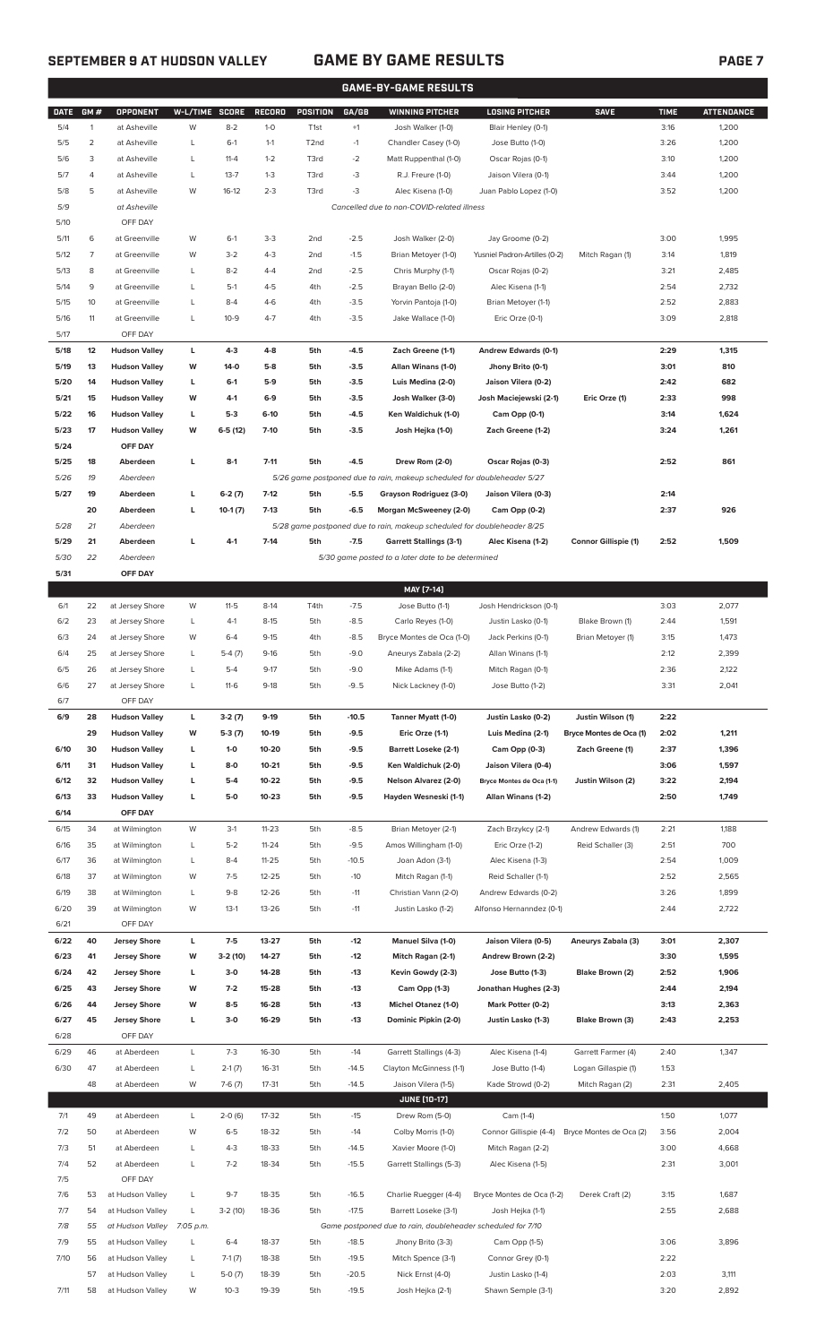# SEPTEMBER 9 AT HUDSON VALLEY — GAME BY GAME RESULTS

## GAME-BY-GAME RESULTS

| DATE | GM # | OPPONENT | W-L/TIME | SCORE | RECORD | POSITION | GA/GB | WINNING PITCHER | LOSING PITCHER | SAVE | TIME | ATTENDANCE |
|---|---|---|---|---|---|---|---|---|---|---|---|---|
| 5/4 | 1 | at Asheville | W | 8-2 | 1-0 | T1st | +1 | Josh Walker (1-0) | Blair Henley (0-1) | | 3:16 | 1,200 |
| 5/5 | 2 | at Asheville | L | 6-1 | 1-1 | T2nd | -1 | Chandler Casey (1-0) | Jose Butto (1-0) | | 3:26 | 1,200 |
| 5/6 | 3 | at Asheville | L | 11-4 | 1-2 | T3rd | -2 | Matt Ruppenthal (1-0) | Oscar Rojas (0-1) | | 3:10 | 1,200 |
| 5/7 | 4 | at Asheville | L | 13-7 | 1-3 | T3rd | -3 | R.J. Freure (1-0) | Jaison Vilera (0-1) | | 3:44 | 1,200 |
| 5/8 | 5 | at Asheville | W | 16-12 | 2-3 | T3rd | -3 | Alec Kisena (1-0) | Juan Pablo Lopez (1-0) | | 3:52 | 1,200 |
| 5/9 | | *at Asheville* | | | | | | *Cancelled due to non-COVID-related illness* | | | | |
| 5/10 | | OFF DAY | | | | | | | | | | |
| 5/11 | 6 | at Greenville | W | 6-1 | 3-3 | 2nd | -2.5 | Josh Walker (2-0) | Jay Groome (0-2) | | 3:00 | 1,995 |
| 5/12 | 7 | at Greenville | W | 3-2 | 4-3 | 2nd | -1.5 | Brian Metoyer (1-0) | Yusniel Padron-Artilles (0-2) | Mitch Ragan (1) | 3:14 | 1,819 |
| 5/13 | 8 | at Greenville | L | 8-2 | 4-4 | 2nd | -2.5 | Chris Murphy (1-1) | Oscar Rojas (0-2) | | 3:21 | 2,485 |
| 5/14 | 9 | at Greenville | L | 5-1 | 4-5 | 4th | -2.5 | Brayan Bello (2-0) | Alec Kisena (1-1) | | 2:54 | 2,732 |
| 5/15 | 10 | at Greenville | L | 8-4 | 4-6 | 4th | -3.5 | Yorvin Pantoja (1-0) | Brian Metoyer (1-1) | | 2:52 | 2,883 |
| 5/16 | 11 | at Greenville | L | 10-9 | 4-7 | 4th | -3.5 | Jake Wallace (1-0) | Eric Orze (0-1) | | 3:09 | 2,818 |
| 5/17 | | OFF DAY | | | | | | | | | | |
| **5/18** | **12** | **Hudson Valley** | **L** | **4-3** | **4-8** | **5th** | **-4.5** | **Zach Greene (1-1)** | **Andrew Edwards (0-1)** | | **2:29** | **1,315** |
| **5/19** | **13** | **Hudson Valley** | **W** | **14-0** | **5-8** | **5th** | **-3.5** | **Allan Winans (1-0)** | **Jhony Brito (0-1)** | | **3:01** | **810** |
| **5/20** | **14** | **Hudson Valley** | **L** | **6-1** | **5-9** | **5th** | **-3.5** | **Luis Medina (2-0)** | **Jaison Vilera (0-2)** | | **2:42** | **682** |
| **5/21** | **15** | **Hudson Valley** | **W** | **4-1** | **6-9** | **5th** | **-3.5** | **Josh Walker (3-0)** | **Josh Maciejewski (2-1)** | **Eric Orze (1)** | **2:33** | **998** |
| **5/22** | **16** | **Hudson Valley** | **L** | **5-3** | **6-10** | **5th** | **-4.5** | **Ken Waldichuk (1-0)** | **Cam Opp (0-1)** | | **3:14** | **1,624** |
| **5/23** | **17** | **Hudson Valley** | **W** | **6-5 (12)** | **7-10** | **5th** | **-3.5** | **Josh Hejka (1-0)** | **Zach Greene (1-2)** | | **3:24** | **1,261** |
| **5/24** | | **OFF DAY** | | | | | | | | | | |
| **5/25** | **18** | **Aberdeen** | **L** | **8-1** | **7-11** | **5th** | **-4.5** | **Drew Rom (2-0)** | **Oscar Rojas (0-3)** | | **2:52** | **861** |
| *5/26* | *19* | *Aberdeen* | | | | | | *5/26 game postponed due to rain, makeup scheduled for doubleheader 5/27* | | | | |
| **5/27** | **19** | **Aberdeen** | **L** | **6-2 (7)** | **7-12** | **5th** | **-5.5** | **Grayson Rodriguez (3-0)** | **Jaison Vilera (0-3)** | | **2:14** | |
| | **20** | **Aberdeen** | **L** | **10-1 (7)** | **7-13** | **5th** | **-6.5** | **Morgan McSweeney (2-0)** | **Cam Opp (0-2)** | | **2:37** | **926** |
| *5/28* | *21* | *Aberdeen* | | | | | | *5/28 game postponed due to rain, makeup scheduled for doubleheader 8/25* | | | | |
| **5/29** | **21** | **Aberdeen** | **L** | **4-1** | **7-14** | **5th** | **-7.5** | **Garrett Stallings (3-1)** | **Alec Kisena (1-2)** | **Connor Gillispie (1)** | **2:52** | **1,509** |
| *5/30* | *22* | *Aberdeen* | | | | | | *5/30 game posted to a later date to be determined* | | | | |
| **5/31** | | **OFF DAY** | | | | | | | | | | |
| | | | | | | | | **MAY [7-14]** | | | | |
| 6/1 | 22 | at Jersey Shore | W | 11-5 | 8-14 | T4th | -7.5 | Jose Butto (1-1) | Josh Hendrickson (0-1) | | 3:03 | 2,077 |
| 6/2 | 23 | at Jersey Shore | L | 4-1 | 8-15 | 5th | -8.5 | Carlo Reyes (1-0) | Justin Lasko (0-1) | Blake Brown (1) | 2:44 | 1,591 |
| 6/3 | 24 | at Jersey Shore | W | 6-4 | 9-15 | 4th | -8.5 | Bryce Montes de Oca (1-0) | Jack Perkins (0-1) | Brian Metoyer (1) | 3:15 | 1,473 |
| 6/4 | 25 | at Jersey Shore | L | 5-4 (7) | 9-16 | 5th | -9.0 | Aneurys Zabala (2-2) | Allan Winans (1-1) | | 2:12 | 2,399 |
| 6/5 | 26 | at Jersey Shore | L | 5-4 | 9-17 | 5th | -9.0 | Mike Adams (1-1) | Mitch Ragan (0-1) | | 2:36 | 2,122 |
| 6/6 | 27 | at Jersey Shore | L | 11-6 | 9-18 | 5th | -9..5 | Nick Lackney (1-0) | Jose Butto (1-2) | | 3:31 | 2,041 |
| 6/7 | | OFF DAY | | | | | | | | | | |
| **6/9** | **28** | **Hudson Valley** | **L** | **3-2 (7)** | **9-19** | **5th** | **-10.5** | **Tanner Myatt (1-0)** | **Justin Lasko (0-2)** | **Justin Wilson (1)** | **2:22** | |
| | **29** | **Hudson Valley** | **W** | **5-3 (7)** | **10-19** | **5th** | **-9.5** | **Eric Orze (1-1)** | **Luis Medina (2-1)** | **Bryce Montes de Oca (1)** | **2:02** | **1,211** |
| **6/10** | **30** | **Hudson Valley** | **L** | **1-0** | **10-20** | **5th** | **-9.5** | **Barrett Loseke (2-1)** | **Cam Opp (0-3)** | **Zach Greene (1)** | **2:37** | **1,396** |
| **6/11** | **31** | **Hudson Valley** | **L** | **8-0** | **10-21** | **5th** | **-9.5** | **Ken Waldichuk (2-0)** | **Jaison Vilera (0-4)** | | **3:06** | **1,597** |
| **6/12** | **32** | **Hudson Valley** | **L** | **5-4** | **10-22** | **5th** | **-9.5** | **Nelson Alvarez (2-0)** | **Bryce Montes de Oca (1-1)** | **Justin Wilson (2)** | **3:22** | **2,194** |
| **6/13** | **33** | **Hudson Valley** | **L** | **5-0** | **10-23** | **5th** | **-9.5** | **Hayden Wesneski (1-1)** | **Allan Winans (1-2)** | | **2:50** | **1,749** |
| **6/14** | | **OFF DAY** | | | | | | | | | | |
| 6/15 | 34 | at Wilmington | W | 3-1 | 11-23 | 5th | -8.5 | Brian Metoyer (2-1) | Zach Brzykcy (2-1) | Andrew Edwards (1) | 2:21 | 1,188 |
| 6/16 | 35 | at Wilmington | L | 5-2 | 11-24 | 5th | -9.5 | Amos Willingham (1-0) | Eric Orze (1-2) | Reid Schaller (3) | 2:51 | 700 |
| 6/17 | 36 | at Wilmington | L | 8-4 | 11-25 | 5th | -10.5 | Joan Adon (3-1) | Alec Kisena (1-3) | | 2:54 | 1,009 |
| 6/18 | 37 | at Wilmington | W | 7-5 | 12-25 | 5th | -10 | Mitch Ragan (1-1) | Reid Schaller (1-1) | | 2:52 | 2,565 |
| 6/19 | 38 | at Wilmington | L | 9-8 | 12-26 | 5th | -11 | Christian Vann (2-0) | Andrew Edwards (0-2) | | 3:26 | 1,899 |
| 6/20 | 39 | at Wilmington | W | 13-1 | 13-26 | 5th | -11 | Justin Lasko (1-2) | Alfonso Hernanndez (0-1) | | 2:44 | 2,722 |
| 6/21 | | OFF DAY | | | | | | | | | | |
| **6/22** | **40** | **Jersey Shore** | **L** | **7-5** | **13-27** | **5th** | **-12** | **Manuel Silva (1-0)** | **Jaison Vilera (0-5)** | **Aneurys Zabala (3)** | **3:01** | **2,307** |
| **6/23** | **41** | **Jersey Shore** | **W** | **3-2 (10)** | **14-27** | **5th** | **-12** | **Mitch Ragan (2-1)** | **Andrew Brown (2-2)** | | **3:30** | **1,595** |
| **6/24** | **42** | **Jersey Shore** | **L** | **3-0** | **14-28** | **5th** | **-13** | **Kevin Gowdy (2-3)** | **Jose Butto (1-3)** | **Blake Brown (2)** | **2:52** | **1,906** |
| **6/25** | **43** | **Jersey Shore** | **W** | **7-2** | **15-28** | **5th** | **-13** | **Cam Opp (1-3)** | **Jonathan Hughes (2-3)** | | **2:44** | **2,194** |
| **6/26** | **44** | **Jersey Shore** | **W** | **8-5** | **16-28** | **5th** | **-13** | **Michel Otanez (1-0)** | **Mark Potter (0-2)** | | **3:13** | **2,363** |
| **6/27** | **45** | **Jersey Shore** | **L** | **3-0** | **16-29** | **5th** | **-13** | **Dominic Pipkin (2-0)** | **Justin Lasko (1-3)** | **Blake Brown (3)** | **2:43** | **2,253** |
| 6/28 | | OFF DAY | | | | | | | | | | |
| 6/29 | 46 | at Aberdeen | L | 7-3 | 16-30 | 5th | -14 | Garrett Stallings (4-3) | Alec Kisena (1-4) | Garrett Farmer (4) | 2:40 | 1,347 |
| 6/30 | 47 | at Aberdeen | L | 2-1 (7) | 16-31 | 5th | -14.5 | Clayton McGinness (1-1) | Jose Butto (1-4) | Logan Gillaspie (1) | 1:53 | |
| | 48 | at Aberdeen | W | 7-6 (7) | 17-31 | 5th | -14.5 | Jaison Vilera (1-5) | Kade Strowd (0-2) | Mitch Ragan (2) | 2:31 | 2,405 |
| | | | | | | | | **JUNE [10-17]** | | | | |
| 7/1 | 49 | at Aberdeen | L | 2-0 (6) | 17-32 | 5th | -15 | Drew Rom (5-0) | Cam (1-4) | | 1:50 | 1,077 |
| 7/2 | 50 | at Aberdeen | W | 6-5 | 18-32 | 5th | -14 | Colby Morris (1-0) | Connor Gillispie (4-4) | Bryce Montes de Oca (2) | 3:56 | 2,004 |
| 7/3 | 51 | at Aberdeen | L | 4-3 | 18-33 | 5th | -14.5 | Xavier Moore (1-0) | Mitch Ragan (2-2) | | 3:00 | 4,668 |
| 7/4 | 52 | at Aberdeen | L | 7-2 | 18-34 | 5th | -15.5 | Garrett Stallings (5-3) | Alec Kisena (1-5) | | 2:31 | 3,001 |
| 7/5 | | OFF DAY | | | | | | | | | | |
| 7/6 | 53 | at Hudson Valley | L | 9-7 | 18-35 | 5th | -16.5 | Charlie Ruegger (4-4) | Bryce Montes de Oca (1-2) | Derek Craft (2) | 3:15 | 1,687 |
| 7/7 | 54 | at Hudson Valley | L | 3-2 (10) | 18-36 | 5th | -17.5 | Barrett Loseke (3-1) | Josh Hejka (1-1) | | 2:55 | 2,688 |
| *7/8* | *55* | *at Hudson Valley* | *7:05 p.m.* | | | | | *Game postponed due to rain, doubleheader scheduled for 7/10* | | | | |
| 7/9 | 55 | at Hudson Valley | L | 6-4 | 18-37 | 5th | -18.5 | Jhony Brito (3-3) | Cam Opp (1-5) | | 3:06 | 3,896 |
| 7/10 | 56 | at Hudson Valley | L | 7-1 (7) | 18-38 | 5th | -19.5 | Mitch Spence (3-1) | Connor Grey (0-1) | | 2:22 | |
| | 57 | at Hudson Valley | L | 5-0 (7) | 18-39 | 5th | -20.5 | Nick Ernst (4-0) | Justin Lasko (1-4) | | 2:03 | 3,111 |
| 7/11 | 58 | at Hudson Valley | W | 10-3 | 19-39 | 5th | -19.5 | Josh Hejka (2-1) | Shawn Semple (3-1) | | 3:20 | 2,892 |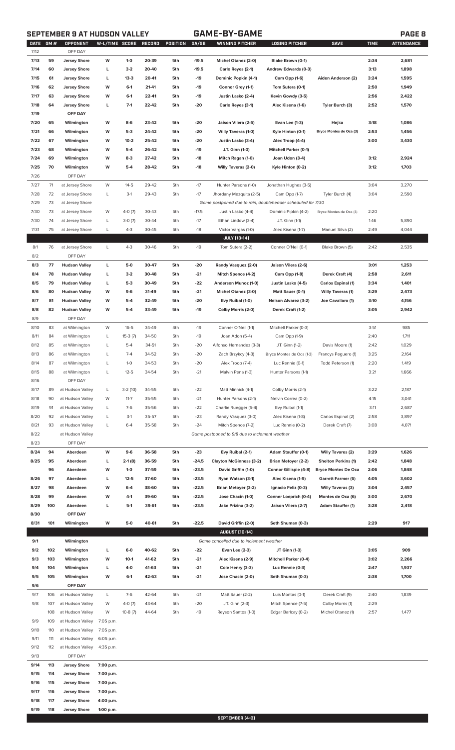## SEPTEMBER 9 AT HUDSON VALLEY — GAME-BY-GAME

| DATE | GM # | OPPONENT | W-L/TIME | SCORE | RECORD | POSITION | GA/GB | WINNING PITCHER | LOSING PITCHER | SAVE | TIME | ATTENDANCE |
|---|---|---|---|---|---|---|---|---|---|---|---|---|
| 7/12 | | OFF DAY | | | | | | | | | | |
| 7/13 | 59 | Jersey Shore | W | 1-0 | 20-39 | 5th | -19.5 | Michel Otanez (2-0) | Blake Brown (0-1) | | 2:34 | 2,681 |
| 7/14 | 60 | Jersey Shore | L | 3-2 | 20-40 | 5th | -19.5 | Carlo Reyes (2-1) | Andrew Edwards (0-3) | | 3:13 | 1,898 |
| 7/15 | 61 | Jersey Shore | L | 13-3 | 20-41 | 5th | -19 | Dominic Popkin (4-1) | Cam Opp (1-6) | Aiden Anderson (2) | 3:24 | 1,595 |
| 7/16 | 62 | Jersey Shore | W | 6-1 | 21-41 | 5th | -19 | Connor Grey (1-1) | Tom Sutera (0-1) | | 2:50 | 1,949 |
| 7/17 | 63 | Jersey Shore | W | 6-1 | 22-41 | 5th | -19 | Justin Lasko (2-4) | Kevin Gowdy (3-5) | | 2:56 | 2,422 |
| 7/18 | 64 | Jersey Shore | L | 7-1 | 22-42 | 5th | -20 | Carlo Reyes (3-1) | Alec Kisena (1-6) | Tyler Burch (3) | 2:52 | 1,570 |
| 7/19 | | OFF DAY | | | | | | | | | | |
| 7/20 | 65 | Wilmington | W | 8-6 | 23-42 | 5th | -20 | Jaison Vilera (2-5) | Evan Lee (1-3) | Hejka | 3:18 | 1,086 |
| 7/21 | 66 | Wilmington | W | 5-3 | 24-42 | 5th | -20 | Willy Taveras (1-0) | Kyle Hinton (0-1) | Bryce Montes de Oca (3) | 2:53 | 1,456 |
| 7/22 | 67 | Wilmington | W | 10-2 | 25-42 | 5th | -20 | Justin Lasko (3-4) | Alex Troop (4-4) | | 3:00 | 3,430 |
| 7/23 | 68 | Wilmington | W | 5-4 | 26-42 | 5th | -19 | J.T. Ginn (1-0) | Mitchell Parker (0-1) | | | |
| 7/24 | 69 | Wilmington | W | 8-3 | 27-42 | 5th | -18 | Mitch Ragan (1-0) | Joan Udon (3-4) | | 3:12 | 2,924 |
| 7/25 | 70 | Wilmington | W | 5-4 | 28-42 | 5th | -18 | Willy Taveras (2-0) | Kyle Hinton (0-2) | | 3:12 | 1,703 |
| 7/26 | | OFF DAY | | | | | | | | | | |
| 7/27 | 71 | at Jersey Shore | W | 14-5 | 29-42 | 5th | -17 | Hunter Parsons (1-0) | Jonathan Hughes (3-5) | | 3:04 | 3,270 |
| 7/28 | 72 | at Jersey Shore | L | 3-1 | 29-43 | 5th | -17 | Jhordany Mezquita (2-5) | Cam Opp (1-7) | Tyler Burch (4) | 3:04 | 2,590 |
| 7/29 | 73 | at Jersey Shore | | | | | | Game postponed due to rain, doubleheader scheduled for 7/30 | | | | |
| 7/30 | 73 | at Jersey Shore | W | 4-0 (7) | 30-43 | 5th | -17.5 | Justin Lasko (4-4) | Dominic Pipkin (4-2) | Bryce Montes de Oca (4) | 2:20 | |
| 7/30 | 74 | at Jersey Shore | L | 3-0 (7) | 30-44 | 5th | -17 | Ethan Lindow (3-4) | J.T. Ginn (1-1) | | 1:46 | 5,890 |
| 7/31 | 75 | at Jersey Shore | L | 4-3 | 30-45 | 5th | -18 | Victor Vargas (1-0) | Alec Kisena (1-7) | Manuel Silva (2) | 2:49 | 4,044 |
| | | | | | | | | JULY [13-14] | | | | |
| 8/1 | 76 | at Jersey Shore | L | 4-3 | 30-46 | 5th | -19 | Tom Sutera (2-2) | Conner O'Neil (0-1) | Blake Brown (5) | 2:42 | 2,535 |
| 8/2 | | OFF DAY | | | | | | | | | | |
| 8/3 | 77 | Hudson Valley | L | 5-0 | 30-47 | 5th | -20 | Randy Vasquez (2-0) | Jaison Vilera (2-6) | | 3:01 | 1,253 |
| 8/4 | 78 | Hudson Valley | L | 3-2 | 30-48 | 5th | -21 | Mitch Spence (4-2) | Cam Opp (1-8) | Derek Craft (4) | 2:58 | 2,611 |
| 8/5 | 79 | Hudson Valley | L | 5-3 | 30-49 | 5th | -22 | Anderson Munoz (1-0) | Justin Lasko (4-5) | Carlos Espinal (1) | 3:34 | 1,401 |
| 8/6 | 80 | Hudson Valley | W | 9-6 | 31-49 | 5th | -21 | Michel Otanez (3-0) | Matt Sauer (0-1) | Willy Taveras (1) | 3:29 | 2,473 |
| 8/7 | 81 | Hudson Valley | W | 5-4 | 32-49 | 5th | -20 | Evy Ruibal (1-0) | Nelson Alvarez (3-2) | Joe Cavallaro (1) | 3:10 | 4,156 |
| 8/8 | 82 | Hudson Valley | W | 5-4 | 33-49 | 5th | -19 | Colby Morris (2-0) | Derek Craft (1-2) | | 3:05 | 2,942 |
| 8/9 | | OFF DAY | | | | | | | | | | |
| 8/10 | 83 | at Wilmington | W | 16-5 | 34-49 | 4th | -19 | Conner O'Neil (1-1) | Mitchell Parker (0-3) | | 3:51 | 985 |
| 8/11 | 84 | at Wilmington | L | 15-3 (7) | 34-50 | 5th | -19 | Joan Adon (5-4) | Cam Opp (1-9) | | 2:40 | 1,711 |
| 8/12 | 85 | at Wilmington | L | 5-4 | 34-51 | 5th | -20 | Alfonso Hernandez (3-3) | J.T. Ginn (1-2) | Davis Moore (1) | 2:42 | 1,029 |
| 8/13 | 86 | at Wilmington | L | 7-4 | 34-52 | 5th | -20 | Zach Brzykcy (4-3) | Bryce Montes de Oca (1-3) | Francys Peguero (1) | 3:25 | 2,164 |
| 8/14 | 87 | at Wilmington | L | 1-0 | 34-53 | 5th | -20 | Alex Troop (7-4) | Luc Rennie (0-1) | Todd Peterson (1) | 2:20 | 1,419 |
| 8/15 | 88 | at Wilmington | L | 12-5 | 34-54 | 5th | -21 | Malvin Pena (1-3) | Hunter Parsons (1-1) | | 3:21 | 1,666 |
| 8/16 | | OFF DAY | | | | | | | | | | |
| 8/17 | 89 | at Hudson Valley | L | 3-2 (10) | 34-55 | 5th | -22 | Matt Minnick (4-1) | Colby Morris (2-1) | | 3:22 | 2,187 |
| 8/18 | 90 | at Hudson Valley | W | 11-7 | 35-55 | 5th | -21 | Hunter Parsons (2-1) | Nelvin Correa (0-2) | | 4:15 | 3,041 |
| 8/19 | 91 | at Hudson Valley | L | 7-6 | 35-56 | 5th | -22 | Charlie Ruegger (5-4) | Evy Ruibal (1-1) | | 3:11 | 2,687 |
| 8/20 | 92 | at Hudson Valley | L | 3-1 | 35-57 | 5th | -23 | Randy Vasquez (3-0) | Alec Kisena (1-8) | Carlos Espinal (2) | 2:58 | 3,897 |
| 8/21 | 93 | at Hudson Valley | L | 6-4 | 35-58 | 5th | -24 | Mitch Spence (7-2) | Luc Rennie (0-2) | Derek Craft (7) | 3:08 | 4,071 |
| 8/22 | | at Hudson Valley | | | | | | Game postponed to 9/8 due to inclement weather | | | | |
| 8/23 | | OFF DAY | | | | | | | | | | |
| 8/24 | 94 | Aberdeen | W | 9-6 | 36-58 | 5th | -23 | Evy Ruibal (2-1) | Adam Stauffer (0-1) | Willy Tavares (2) | 3:29 | 1,626 |
| 8/25 | 95 | Aberdeen | L | 2-1 (8) | 36-59 | 5th | -24.5 | Clayton McGinness (3-2) | Brian Metoyer (2-2) | Shelton Perkins (1) | 2:42 | 1,848 |
| | 96 | Aberdeen | W | 1-0 | 37-59 | 5th | -23.5 | David Griffin (1-0) | Connor Gillispie (4-8) | Bryce Montes De Oca | 2:06 | 1,848 |
| 8/26 | 97 | Aberdeen | L | 12-5 | 37-60 | 5th | -23.5 | Ryan Watson (3-1) | Alec Kisena (1-9) | Garrett Farmer (6) | 4:05 | 3,602 |
| 8/27 | 98 | Aberdeen | W | 6-4 | 38-60 | 5th | -22.5 | Brian Metoyer (3-2) | Ignacio Feliz (0-3) | Willy Taveras (3) | 3:04 | 2,457 |
| 8/28 | 99 | Aberdeen | W | 4-1 | 39-60 | 5th | -22.5 | Jose Chacin (1-0) | Conner Loeprich (0-4) | Montes de Oca (6) | 3:00 | 2,670 |
| 8/29 | 100 | Aberdeen | L | 5-1 | 39-61 | 5th | -23.5 | Jake Prizina (3-2) | Jaison Vilera (2-7) | Adam Stauffer (1) | 3:28 | 2,418 |
| 8/30 | | OFF DAY | | | | | | | | | | |
| 8/31 | 101 | Wilmington | W | 5-0 | 40-61 | 5th | -22.5 | David Griffin (2-0) | Seth Shuman (0-3) | | 2:29 | 917 |
| | | | | | | | | AUGUST [10-14] | | | | |
| 9/1 | | Wilmington | | | | | | Game cancelled due to inclement weather | | | | |
| 9/2 | 102 | Wilmington | L | 6-0 | 40-62 | 5th | -22 | Evan Lee (2-3) | JT Ginn (1-3) | | 3:05 | 909 |
| 9/3 | 103 | Wilmington | W | 10-1 | 41-62 | 5th | -21 | Alec Kisena (2-9) | Mitchell Parker (0-4) | | 3:02 | 2,266 |
| 9/4 | 104 | Wilmington | L | 4-0 | 41-63 | 5th | -21 | Cole Henry (3-3) | Luc Rennie (0-3) | | 2:47 | 1,937 |
| 9/5 | 105 | Wilmington | W | 6-1 | 42-63 | 5th | -21 | Jose Chacin (2-0) | Seth Shuman (0-3) | | 2:38 | 1,700 |
| 9/6 | | OFF DAY | | | | | | | | | | |
| 9/7 | 106 | at Hudson Valley | L | 7-6 | 42-64 | 5th | -21 | Matt Sauer (2-2) | Luis Montas (0-1) | Derek Craft (9) | 2:40 | 1,839 |
| 9/8 | 107 | at Hudson Valley | W | 4-0 (7) | 43-64 | 5th | -20 | J.T. Ginn (2-3) | Mitch Spence (7-5) | Colby Morris (1) | 2:29 | |
| | 108 | at Hudson Valley | W | 10-8 (7) | 44-64 | 5th | -19 | Reyson Santos (1-0) | Edgar Barlcay (0-2) | Michel Otanez (1) | 2:57 | 1,477 |
| 9/9 | 109 | at Hudson Valley | 7:05 p.m. | | | | | | | | | |
| 9/10 | 110 | at Hudson Valley | 7:05 p.m. | | | | | | | | | |
| 9/11 | 111 | at Hudson Valley | 6:05 p.m. | | | | | | | | | |
| 9/12 | 112 | at Hudson Valley | 4:35 p.m. | | | | | | | | | |
| 9/13 | | OFF DAY | | | | | | | | | | |
| 9/14 | 113 | Jersey Shore | 7:00 p.m. | | | | | | | | | |
| 9/15 | 114 | Jersey Shore | 7:00 p.m. | | | | | | | | | |
| 9/16 | 115 | Jersey Shore | 7:00 p.m. | | | | | | | | | |
| 9/17 | 116 | Jersey Shore | 7:00 p.m. | | | | | | | | | |
| 9/18 | 117 | Jersey Shore | 4:00 p.m. | | | | | | | | | |
| 9/19 | 118 | Jersey Shore | 1:00 p.m. | | | | | | | | | |
| | | | | | | | | SEPTEMBER [4-3] | | | | |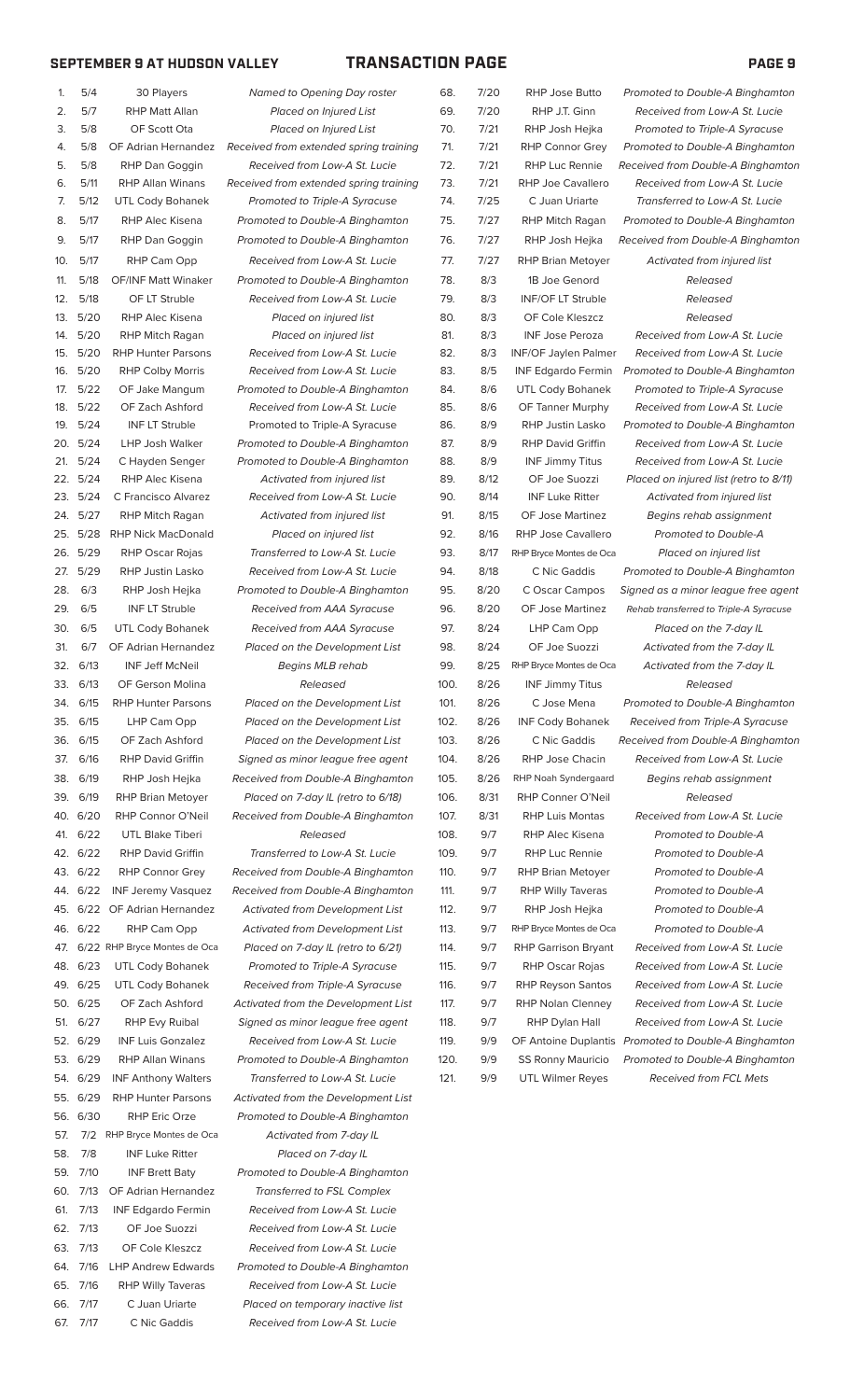## TRANSACTION PAGE

| | | | |
|---|---|---|---|
| 1. | 5/4 | 30 Players | *Named to Opening Day roster* |
| 2. | 5/7 | RHP Matt Allan | *Placed on Injured List* |
| 3. | 5/8 | OF Scott Ota | *Placed on Injured List* |
| 4. | 5/8 | OF Adrian Hernandez | *Received from extended spring training* |
| 5. | 5/8 | RHP Dan Goggin | *Received from Low-A St. Lucie* |
| 6. | 5/11 | RHP Allan Winans | *Received from extended spring training* |
| 7. | 5/12 | UTL Cody Bohanek | *Promoted to Triple-A Syracuse* |
| 8. | 5/17 | RHP Alec Kisena | *Promoted to Double-A Binghamton* |
| 9. | 5/17 | RHP Dan Goggin | *Promoted to Double-A Binghamton* |
| 10. | 5/17 | RHP Cam Opp | *Received from Low-A St. Lucie* |
| 11. | 5/18 | OF/INF Matt Winaker | *Promoted to Double-A Binghamton* |
| 12. | 5/18 | OF LT Struble | *Received from Low-A St. Lucie* |
| 13. | 5/20 | RHP Alec Kisena | *Placed on injured list* |
| 14. | 5/20 | RHP Mitch Ragan | *Placed on injured list* |
| 15. | 5/20 | RHP Hunter Parsons | *Received from Low-A St. Lucie* |
| 16. | 5/20 | RHP Colby Morris | *Received from Low-A St. Lucie* |
| 17. | 5/22 | OF Jake Mangum | *Promoted to Double-A Binghamton* |
| 18. | 5/22 | OF Zach Ashford | *Received from Low-A St. Lucie* |
| 19. | 5/24 | INF LT Struble | Promoted to Triple-A Syracuse |
| 20. | 5/24 | LHP Josh Walker | *Promoted to Double-A Binghamton* |
| 21. | 5/24 | C Hayden Senger | *Promoted to Double-A Binghamton* |
| 22. | 5/24 | RHP Alec Kisena | *Activated from injured list* |
| 23. | 5/24 | C Francisco Alvarez | *Received from Low-A St. Lucie* |
| 24. | 5/27 | RHP Mitch Ragan | *Activated from injured list* |
| 25. | 5/28 | RHP Nick MacDonald | *Placed on injured list* |
| 26. | 5/29 | RHP Oscar Rojas | *Transferred to Low-A St. Lucie* |
| 27. | 5/29 | RHP Justin Lasko | *Received from Low-A St. Lucie* |
| 28. | 6/3 | RHP Josh Hejka | *Promoted to Double-A Binghamton* |
| 29. | 6/5 | INF LT Struble | *Received from AAA Syracuse* |
| 30. | 6/5 | UTL Cody Bohanek | *Received from AAA Syracuse* |
| 31. | 6/7 | OF Adrian Hernandez | *Placed on the Development List* |
| 32. | 6/13 | INF Jeff McNeil | *Begins MLB rehab* |
| 33. | 6/13 | OF Gerson Molina | *Released* |
| 34. | 6/15 | RHP Hunter Parsons | *Placed on the Development List* |
| 35. | 6/15 | LHP Cam Opp | *Placed on the Development List* |
| 36. | 6/15 | OF Zach Ashford | *Placed on the Development List* |
| 37. | 6/16 | RHP David Griffin | *Signed as minor league free agent* |
| 38. | 6/19 | RHP Josh Hejka | *Received from Double-A Binghamton* |
| 39. | 6/19 | RHP Brian Metoyer | *Placed on 7-day IL (retro to 6/18)* |
| 40. | 6/20 | RHP Connor O'Neil | *Received from Double-A Binghamton* |
| 41. | 6/22 | UTL Blake Tiberi | *Released* |
| 42. | 6/22 | RHP David Griffin | *Transferred to Low-A St. Lucie* |
| 43. | 6/22 | RHP Connor Grey | *Received from Double-A Binghamton* |
| 44. | 6/22 | INF Jeremy Vasquez | *Received from Double-A Binghamton* |
| 45. | 6/22 | OF Adrian Hernandez | *Activated from Development List* |
| 46. | 6/22 | RHP Cam Opp | *Activated from Development List* |
| 47. | 6/22 | RHP Bryce Montes de Oca | *Placed on 7-day IL (retro to 6/21)* |
| 48. | 6/23 | UTL Cody Bohanek | *Promoted to Triple-A Syracuse* |
| 49. | 6/25 | UTL Cody Bohanek | *Received from Triple-A Syracuse* |
| 50. | 6/25 | OF Zach Ashford | *Activated from the Development List* |
| 51. | 6/27 | RHP Evy Ruibal | *Signed as minor league free agent* |
| 52. | 6/29 | INF Luis Gonzalez | *Received from Low-A St. Lucie* |
| 53. | 6/29 | RHP Allan Winans | *Promoted to Double-A Binghamton* |
| 54. | 6/29 | INF Anthony Walters | *Transferred to Low-A St. Lucie* |
| 55. | 6/29 | RHP Hunter Parsons | *Activated from the Development List* |
| 56. | 6/30 | RHP Eric Orze | *Promoted to Double-A Binghamton* |
| 57. | 7/2 | RHP Bryce Montes de Oca | *Activated from 7-day IL* |
| 58. | 7/8 | INF Luke Ritter | *Placed on 7-day IL* |
| 59. | 7/10 | INF Brett Baty | *Promoted to Double-A Binghamton* |
| 60. | 7/13 | OF Adrian Hernandez | *Transferred to FSL Complex* |
| 61. | 7/13 | INF Edgardo Fermin | *Received from Low-A St. Lucie* |
| 62. | 7/13 | OF Joe Suozzi | *Received from Low-A St. Lucie* |
| 63. | 7/13 | OF Cole Kleszcz | *Received from Low-A St. Lucie* |
| 64. | 7/16 | LHP Andrew Edwards | *Promoted to Double-A Binghamton* |
| 65. | 7/16 | RHP Willy Taveras | *Received from Low-A St. Lucie* |
| 66. | 7/17 | C Juan Uriarte | *Placed on temporary inactive list* |
| 67. | 7/17 | C Nic Gaddis | *Received from Low-A St. Lucie* |
| 68. | 7/20 | RHP Jose Butto | *Promoted to Double-A Binghamton* |
| 69. | 7/20 | RHP J.T. Ginn | *Received from Low-A St. Lucie* |
| 70. | 7/21 | RHP Josh Hejka | *Promoted to Triple-A Syracuse* |
| 71. | 7/21 | RHP Connor Grey | *Promoted to Double-A Binghamton* |
| 72. | 7/21 | RHP Luc Rennie | *Received from Double-A Binghamton* |
| 73. | 7/21 | RHP Joe Cavallero | *Received from Low-A St. Lucie* |
| 74. | 7/25 | C Juan Uriarte | *Transferred to Low-A St. Lucie* |
| 75. | 7/27 | RHP Mitch Ragan | *Promoted to Double-A Binghamton* |
| 76. | 7/27 | RHP Josh Hejka | *Received from Double-A Binghamton* |
| 77. | 7/27 | RHP Brian Metoyer | *Activated from injured list* |
| 78. | 8/3 | 1B Joe Genord | *Released* |
| 79. | 8/3 | INF/OF LT Struble | *Released* |
| 80. | 8/3 | OF Cole Kleszcz | *Released* |
| 81. | 8/3 | INF Jose Peroza | *Received from Low-A St. Lucie* |
| 82. | 8/3 | INF/OF Jaylen Palmer | *Received from Low-A St. Lucie* |
| 83. | 8/5 | INF Edgardo Fermin | *Promoted to Double-A Binghamton* |
| 84. | 8/6 | UTL Cody Bohanek | *Promoted to Triple-A Syracuse* |
| 85. | 8/6 | OF Tanner Murphy | *Received from Low-A St. Lucie* |
| 86. | 8/9 | RHP Justin Lasko | *Promoted to Double-A Binghamton* |
| 87. | 8/9 | RHP David Griffin | *Received from Low-A St. Lucie* |
| 88. | 8/9 | INF Jimmy Titus | *Received from Low-A St. Lucie* |
| 89. | 8/12 | OF Joe Suozzi | *Placed on injured list (retro to 8/11)* |
| 90. | 8/14 | INF Luke Ritter | *Activated from injured list* |
| 91. | 8/15 | OF Jose Martinez | *Begins rehab assignment* |
| 92. | 8/16 | RHP Jose Cavallero | *Promoted to Double-A* |
| 93. | 8/17 | RHP Bryce Montes de Oca | *Placed on injured list* |
| 94. | 8/18 | C Nic Gaddis | *Promoted to Double-A Binghamton* |
| 95. | 8/20 | C Oscar Campos | *Signed as a minor league free agent* |
| 96. | 8/20 | OF Jose Martinez | *Rehab transferred to Triple-A Syracuse* |
| 97. | 8/24 | LHP Cam Opp | *Placed on the 7-day IL* |
| 98. | 8/24 | OF Joe Suozzi | *Activated from the 7-day IL* |
| 99. | 8/25 | RHP Bryce Montes de Oca | *Activated from the 7-day IL* |
| 100. | 8/26 | INF Jimmy Titus | *Released* |
| 101. | 8/26 | C Jose Mena | *Promoted to Double-A Binghamton* |
| 102. | 8/26 | INF Cody Bohanek | *Received from Triple-A Syracuse* |
| 103. | 8/26 | C Nic Gaddis | *Received from Double-A Binghamton* |
| 104. | 8/26 | RHP Jose Chacin | *Received from Low-A St. Lucie* |
| 105. | 8/26 | RHP Noah Syndergaard | *Begins rehab assignment* |
| 106. | 8/31 | RHP Conner O'Neil | *Released* |
| 107. | 8/31 | RHP Luis Montas | *Received from Low-A St. Lucie* |
| 108. | 9/7 | RHP Alec Kisena | *Promoted to Double-A* |
| 109. | 9/7 | RHP Luc Rennie | *Promoted to Double-A* |
| 110. | 9/7 | RHP Brian Metoyer | *Promoted to Double-A* |
| 111. | 9/7 | RHP Willy Taveras | *Promoted to Double-A* |
| 112. | 9/7 | RHP Josh Hejka | *Promoted to Double-A* |
| 113. | 9/7 | RHP Bryce Montes de Oca | *Promoted to Double-A* |
| 114. | 9/7 | RHP Garrison Bryant | *Received from Low-A St. Lucie* |
| 115. | 9/7 | RHP Oscar Rojas | *Received from Low-A St. Lucie* |
| 116. | 9/7 | RHP Reyson Santos | *Received from Low-A St. Lucie* |
| 117. | 9/7 | RHP Nolan Clenney | *Received from Low-A St. Lucie* |
| 118. | 9/7 | RHP Dylan Hall | *Received from Low-A St. Lucie* |
| 119. | 9/9 | OF Antoine Duplantis | *Promoted to Double-A Binghamton* |
| 120. | 9/9 | SS Ronny Mauricio | *Promoted to Double-A Binghamton* |
| 121. | 9/9 | UTL Wilmer Reyes | *Received from FCL Mets* |